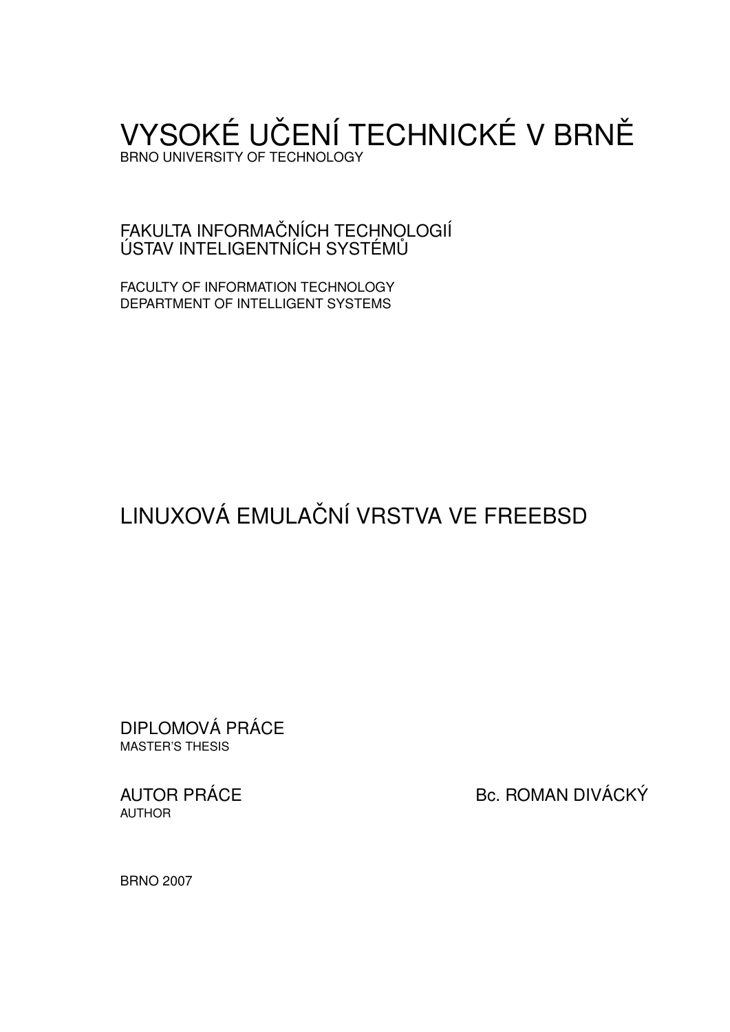# VYSOKÉ UČENÍ TECHNICKÉ V BRNĚ
BRNO UNIVERSITY OF TECHNOLOGY

FAKULTA INFORMAČNÍCH TECHNOLOGIÍ
ÚSTAV INTELIGENTNÍCH SYSTÉMŮ

FACULTY OF INFORMATION TECHNOLOGY
DEPARTMENT OF INTELLIGENT SYSTEMS

## LINUXOVÁ EMULAČNÍ VRSTVA VE FREEBSD

DIPLOMOVÁ PRÁCE
MASTER'S THESIS

AUTOR PRÁCE
AUTHOR

Bc. ROMAN DIVÁCKÝ

BRNO 2007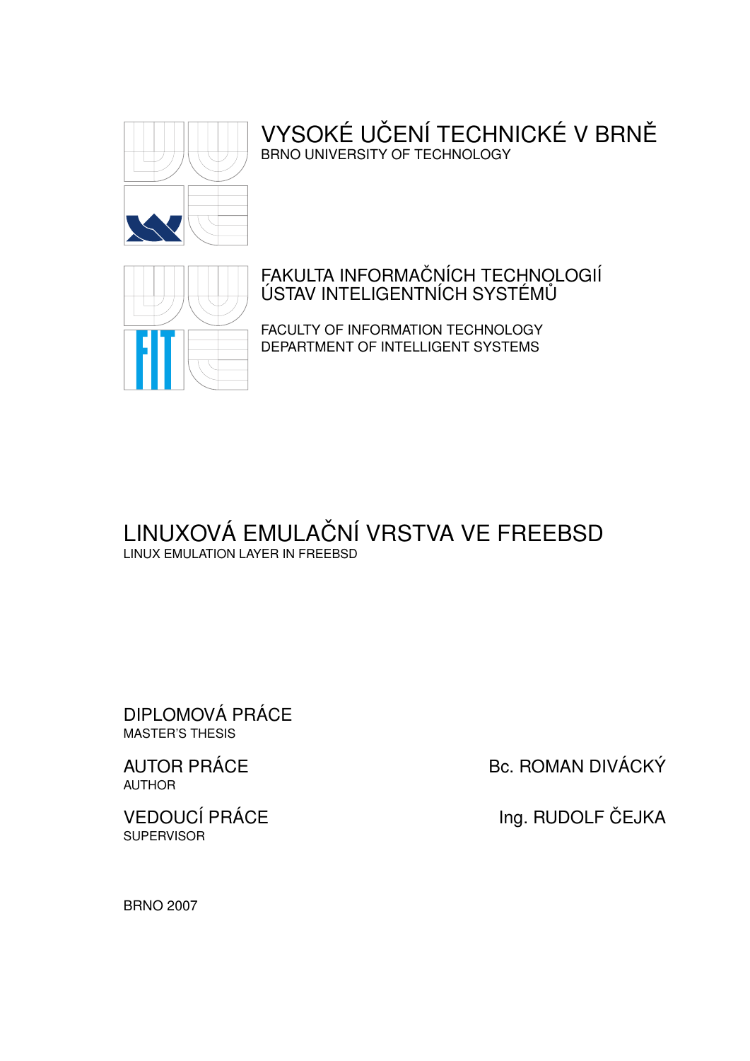VYSOKÉ UČENÍ TECHNICKÉ V BRNĚ
BRNO UNIVERSITY OF TECHNOLOGY

FAKULTA INFORMAČNÍCH TECHNOLOGIÍ
ÚSTAV INTELIGENTNÍCH SYSTÉMŮ

FACULTY OF INFORMATION TECHNOLOGY
DEPARTMENT OF INTELLIGENT SYSTEMS

# LINUXOVÁ EMULAČNÍ VRSTVA VE FREEBSD

LINUX EMULATION LAYER IN FREEBSD

DIPLOMOVÁ PRÁCE
MASTER'S THESIS

AUTOR PRÁCE
AUTHOR

Bc. ROMAN DIVÁCKÝ

VEDOUCÍ PRÁCE
SUPERVISOR

Ing. RUDOLF ČEJKA

BRNO 2007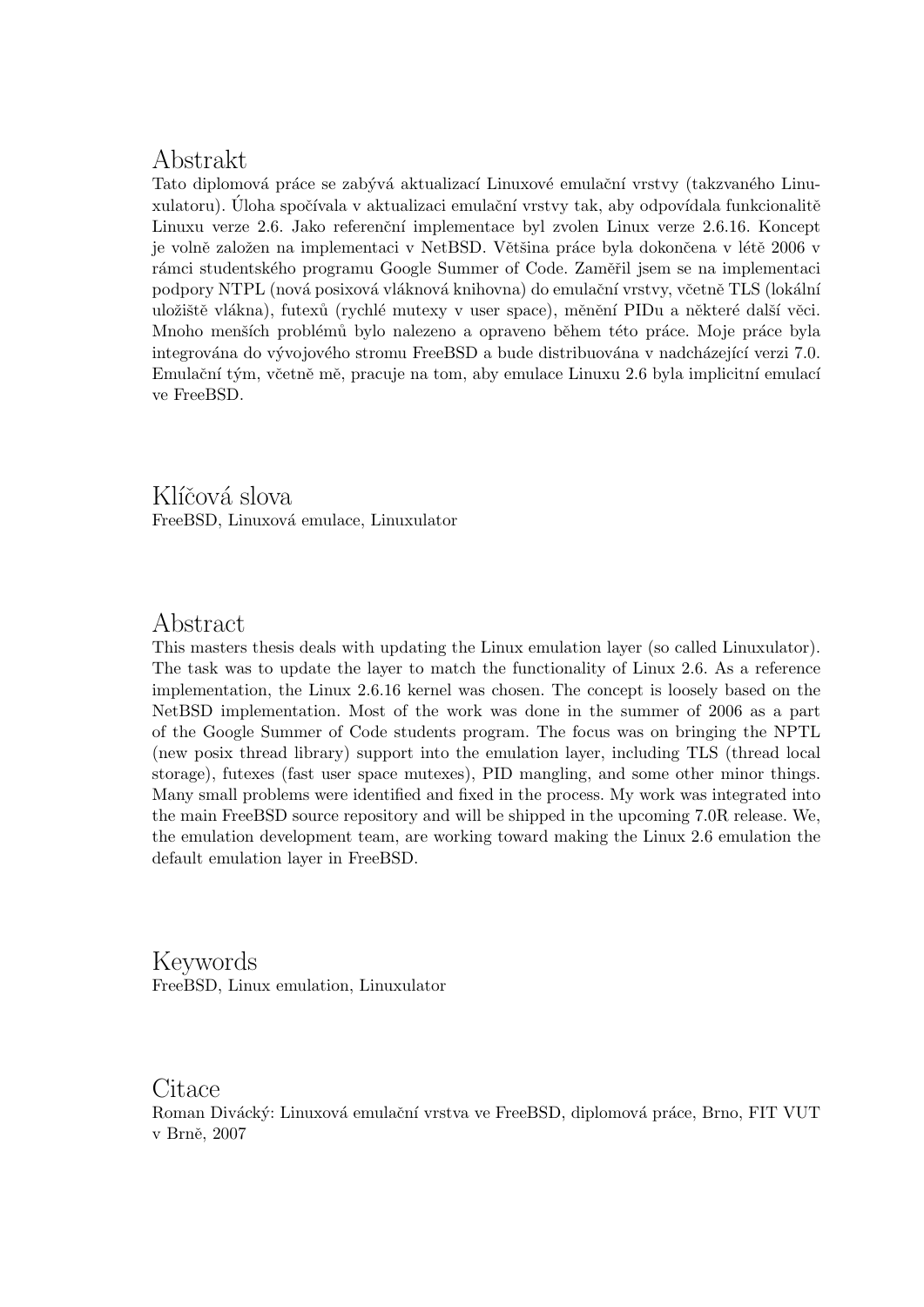## Abstrakt

Tato diplomová práce se zabývá aktualizací Linuxové emulační vrstvy (takzvaného Linuxulatoru). Úloha spočívala v aktualizaci emulační vrstvy tak, aby odpovídala funkcionalitě Linuxu verze 2.6. Jako referenční implementace byl zvolen Linux verze 2.6.16. Koncept je volně založen na implementaci v NetBSD. Většina práce byla dokončena v létě 2006 v rámci studentského programu Google Summer of Code. Zaměřil jsem se na implementaci podpory NTPL (nová posixová vláknová knihovna) do emulační vrstvy, včetně TLS (lokální uložiště vlákna), futexů (rychlé mutexy v user space), měnění PIDu a některé další věci. Mnoho menších problémů bylo nalezeno a opraveno během této práce. Moje práce byla integrována do vývojového stromu FreeBSD a bude distribuována v nadcházející verzi 7.0. Emulační tým, včetně mě, pracuje na tom, aby emulace Linuxu 2.6 byla implicitní emulací ve FreeBSD.

## Klíčová slova

FreeBSD, Linuxová emulace, Linuxulator

## Abstract

This masters thesis deals with updating the Linux emulation layer (so called Linuxulator). The task was to update the layer to match the functionality of Linux 2.6. As a reference implementation, the Linux 2.6.16 kernel was chosen. The concept is loosely based on the NetBSD implementation. Most of the work was done in the summer of 2006 as a part of the Google Summer of Code students program. The focus was on bringing the NPTL (new posix thread library) support into the emulation layer, including TLS (thread local storage), futexes (fast user space mutexes), PID mangling, and some other minor things. Many small problems were identified and fixed in the process. My work was integrated into the main FreeBSD source repository and will be shipped in the upcoming 7.0R release. We, the emulation development team, are working toward making the Linux 2.6 emulation the default emulation layer in FreeBSD.

## Keywords

FreeBSD, Linux emulation, Linuxulator

## Citace

Roman Divácký: Linuxová emulační vrstva ve FreeBSD, diplomová práce, Brno, FIT VUT v Brně, 2007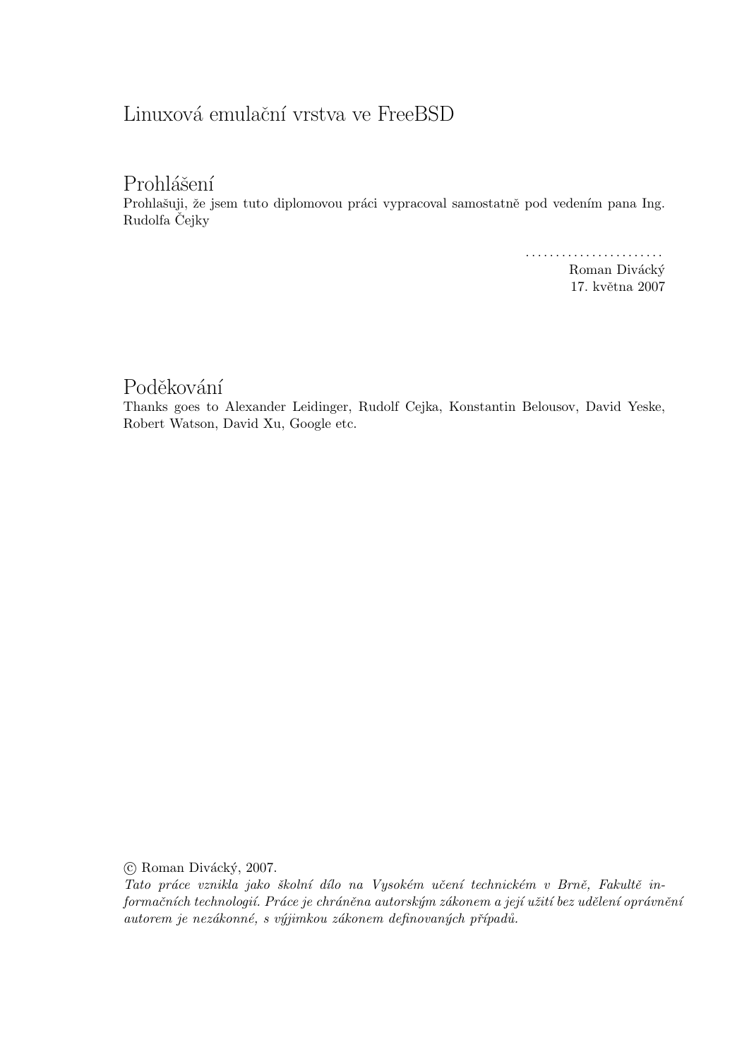# Linuxová emulační vrstva ve FreeBSD

## Prohlášení

Prohlašuji, že jsem tuto diplomovou práci vypracoval samostatně pod vedením pana Ing. Rudolfa Čejky

.......................
Roman Divácký
17. května 2007

## Poděkování

Thanks goes to Alexander Leidinger, Rudolf Cejka, Konstantin Belousov, David Yeske, Robert Watson, David Xu, Google etc.

© Roman Divácký, 2007.

*Tato práce vznikla jako školní dílo na Vysokém učení technickém v Brně, Fakultě informačních technologií. Práce je chráněna autorským zákonem a její užití bez udělení oprávnění autorem je nezákonné, s výjimkou zákonem definovaných případů.*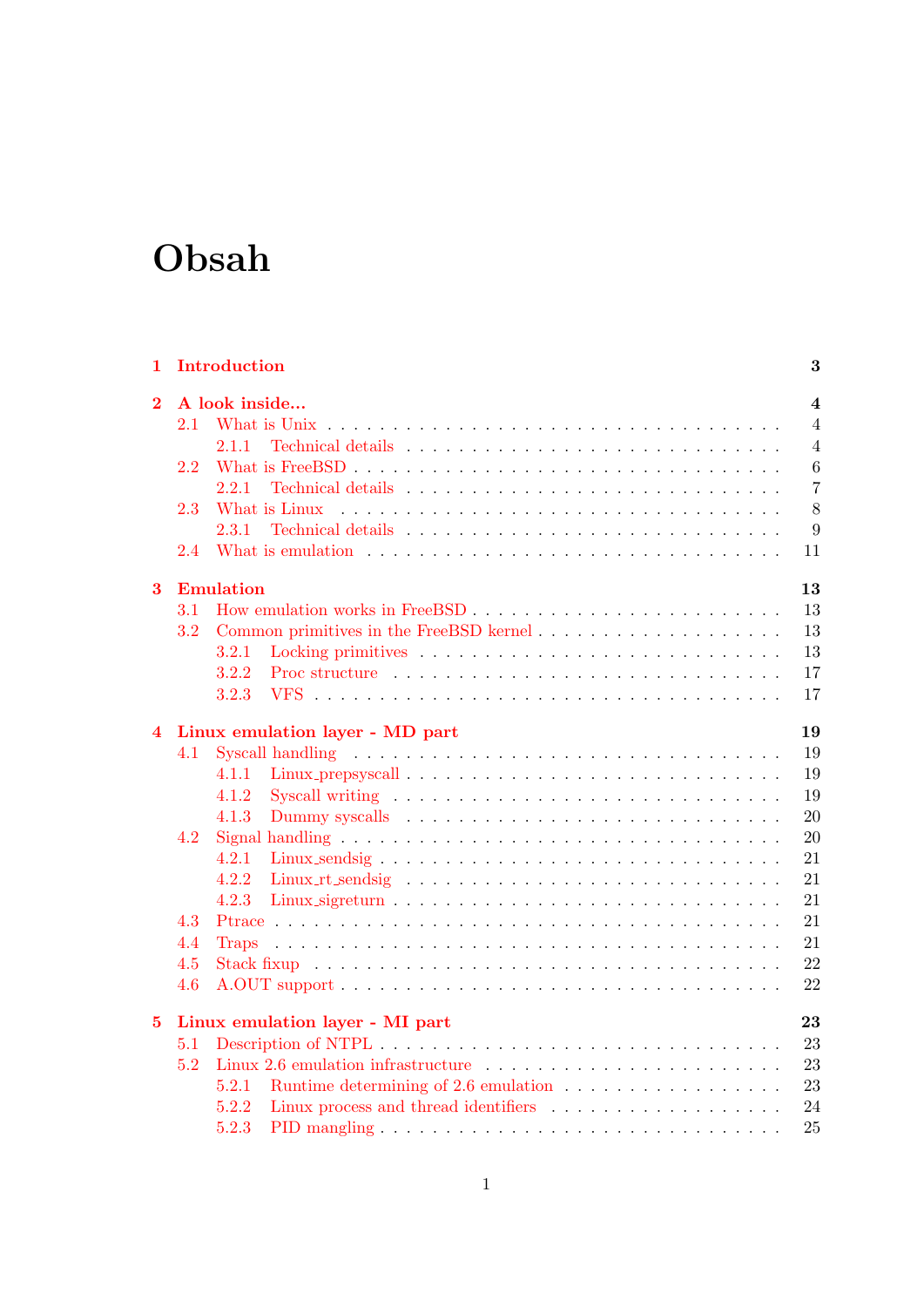# Obsah

- **1 Introduction** — **3**
- **2 A look inside...** — **4**
  - 2.1 What is Unix — 4
    - 2.1.1 Technical details — 4
  - 2.2 What is FreeBSD — 6
    - 2.2.1 Technical details — 7
  - 2.3 What is Linux — 8
    - 2.3.1 Technical details — 9
  - 2.4 What is emulation — 11
- **3 Emulation** — **13**
  - 3.1 How emulation works in FreeBSD — 13
  - 3.2 Common primitives in the FreeBSD kernel — 13
    - 3.2.1 Locking primitives — 13
    - 3.2.2 Proc structure — 17
    - 3.2.3 VFS — 17
- **4 Linux emulation layer - MD part** — **19**
  - 4.1 Syscall handling — 19
    - 4.1.1 Linux_prepsyscall — 19
    - 4.1.2 Syscall writing — 19
    - 4.1.3 Dummy syscalls — 20
  - 4.2 Signal handling — 20
    - 4.2.1 Linux_sendsig — 21
    - 4.2.2 Linux_rt_sendsig — 21
    - 4.2.3 Linux_sigreturn — 21
  - 4.3 Ptrace — 21
  - 4.4 Traps — 21
  - 4.5 Stack fixup — 22
  - 4.6 A.OUT support — 22
- **5 Linux emulation layer - MI part** — **23**
  - 5.1 Description of NTPL — 23
  - 5.2 Linux 2.6 emulation infrastructure — 23
    - 5.2.1 Runtime determining of 2.6 emulation — 23
    - 5.2.2 Linux process and thread identifiers — 24
    - 5.2.3 PID mangling — 25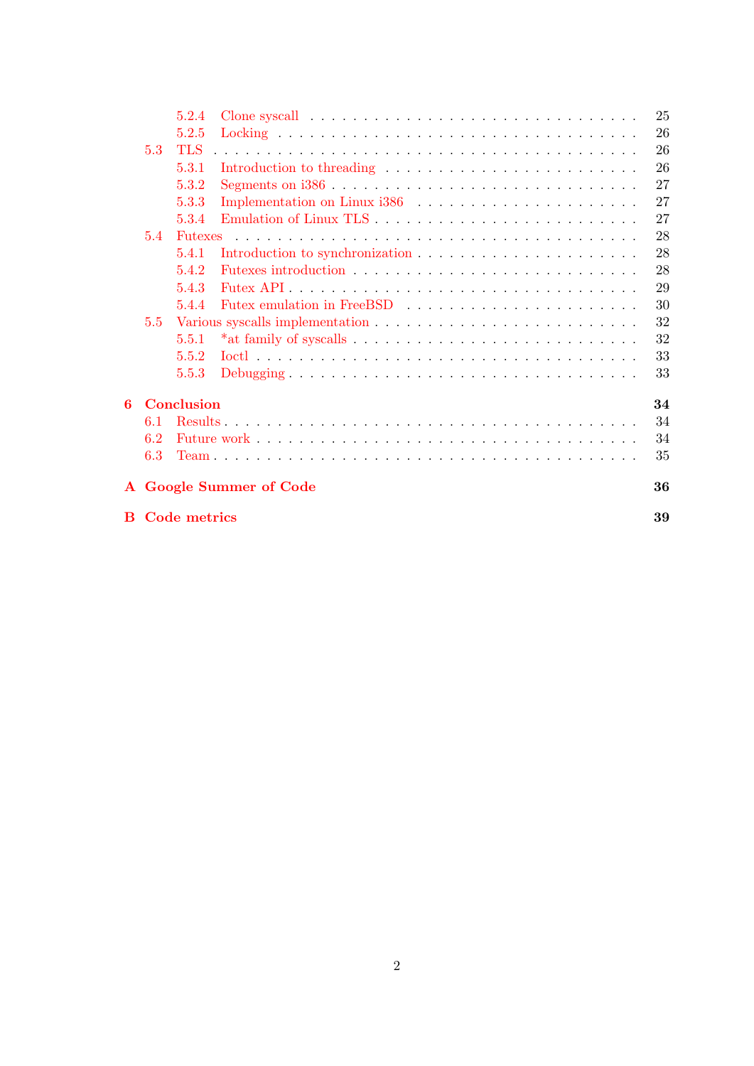- 5.2.4 Clone syscall . . . . . . . . . . . . . . . . . . . . . . . . . . . . 25
- 5.2.5 Locking . . . . . . . . . . . . . . . . . . . . . . . . . . . . . . 26
- 5.3 TLS . . . . . . . . . . . . . . . . . . . . . . . . . . . . . . . . . 26
  - 5.3.1 Introduction to threading . . . . . . . . . . . . . . . . . . . . 26
  - 5.3.2 Segments on i386 . . . . . . . . . . . . . . . . . . . . . . . . 27
  - 5.3.3 Implementation on Linux i386 . . . . . . . . . . . . . . . . . . 27
  - 5.3.4 Emulation of Linux TLS . . . . . . . . . . . . . . . . . . . . . 27
- 5.4 Futexes . . . . . . . . . . . . . . . . . . . . . . . . . . . . . . . 28
  - 5.4.1 Introduction to synchronization . . . . . . . . . . . . . . . . . 28
  - 5.4.2 Futexes introduction . . . . . . . . . . . . . . . . . . . . . . . 28
  - 5.4.3 Futex API . . . . . . . . . . . . . . . . . . . . . . . . . . . . . 29
  - 5.4.4 Futex emulation in FreeBSD . . . . . . . . . . . . . . . . . . . 30
- 5.5 Various syscalls implementation . . . . . . . . . . . . . . . . . . . 32
  - 5.5.1 *at family of syscalls . . . . . . . . . . . . . . . . . . . . . . 32
  - 5.5.2 Ioctl . . . . . . . . . . . . . . . . . . . . . . . . . . . . . . . 33
  - 5.5.3 Debugging . . . . . . . . . . . . . . . . . . . . . . . . . . . . 33

**6 Conclusion** **34**
- 6.1 Results . . . . . . . . . . . . . . . . . . . . . . . . . . . . . . . . 34
- 6.2 Future work . . . . . . . . . . . . . . . . . . . . . . . . . . . . . . 34
- 6.3 Team . . . . . . . . . . . . . . . . . . . . . . . . . . . . . . . . . 35

**A Google Summer of Code** **36**

**B Code metrics** **39**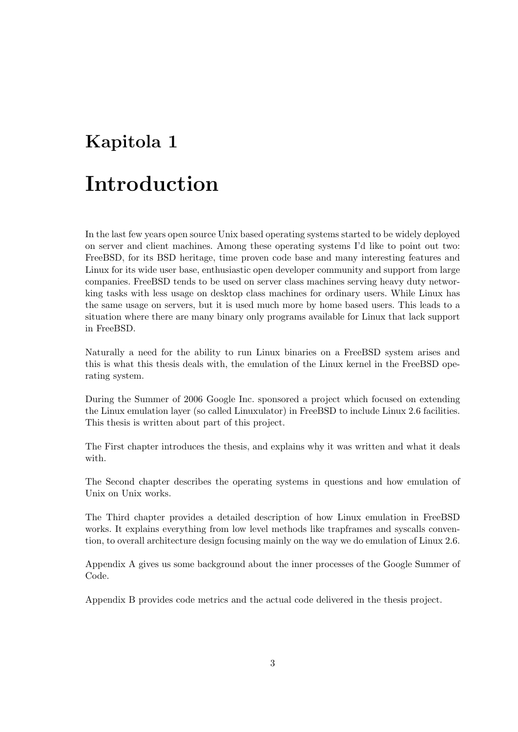# Kapitola 1

# Introduction

In the last few years open source Unix based operating systems started to be widely deployed on server and client machines. Among these operating systems I'd like to point out two: FreeBSD, for its BSD heritage, time proven code base and many interesting features and Linux for its wide user base, enthusiastic open developer community and support from large companies. FreeBSD tends to be used on server class machines serving heavy duty networking tasks with less usage on desktop class machines for ordinary users. While Linux has the same usage on servers, but it is used much more by home based users. This leads to a situation where there are many binary only programs available for Linux that lack support in FreeBSD.

Naturally a need for the ability to run Linux binaries on a FreeBSD system arises and this is what this thesis deals with, the emulation of the Linux kernel in the FreeBSD operating system.

During the Summer of 2006 Google Inc. sponsored a project which focused on extending the Linux emulation layer (so called Linuxulator) in FreeBSD to include Linux 2.6 facilities. This thesis is written about part of this project.

The First chapter introduces the thesis, and explains why it was written and what it deals with.

The Second chapter describes the operating systems in questions and how emulation of Unix on Unix works.

The Third chapter provides a detailed description of how Linux emulation in FreeBSD works. It explains everything from low level methods like trapframes and syscalls convention, to overall architecture design focusing mainly on the way we do emulation of Linux 2.6.

Appendix A gives us some background about the inner processes of the Google Summer of Code.

Appendix B provides code metrics and the actual code delivered in the thesis project.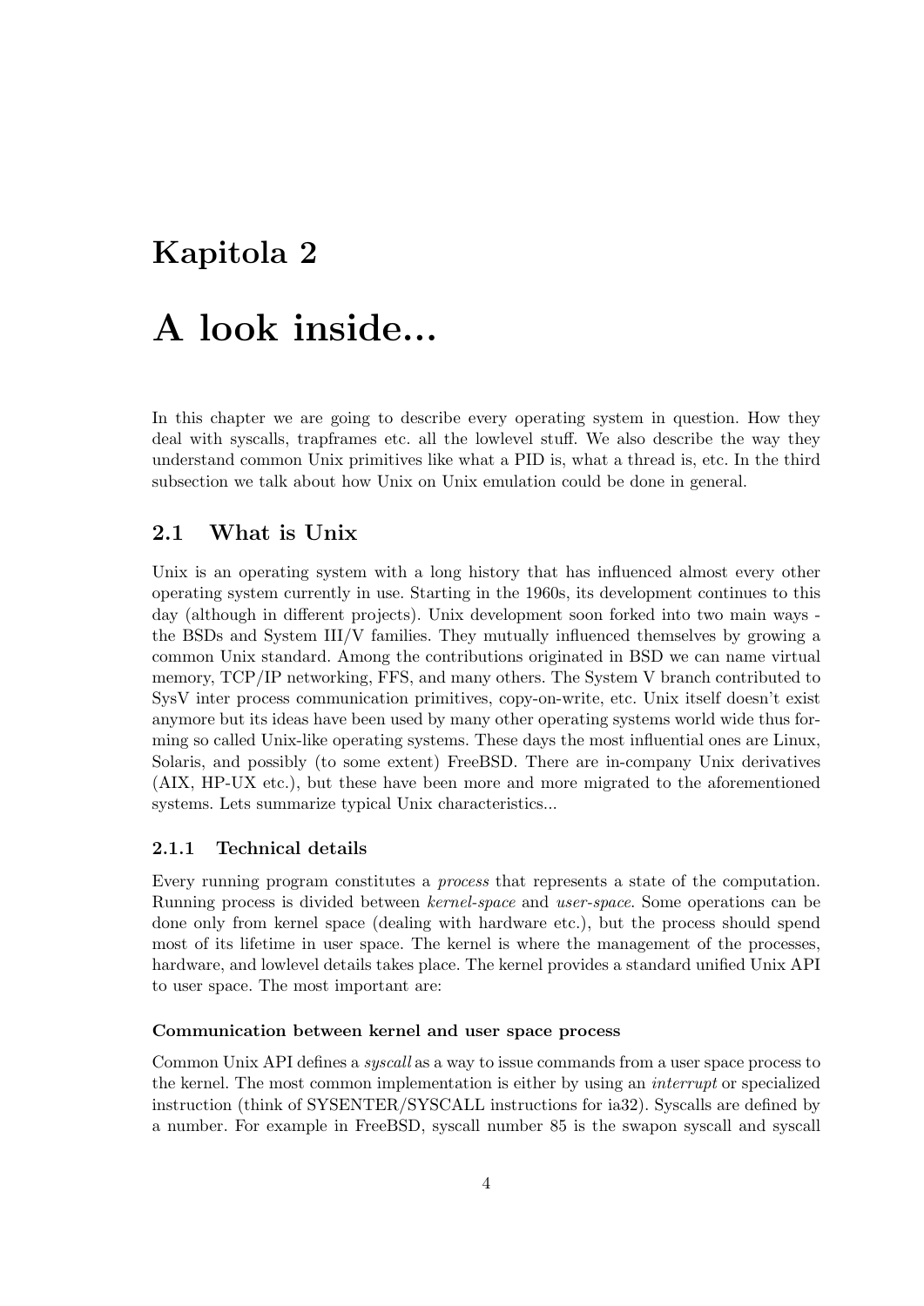# Kapitola 2

# A look inside...

In this chapter we are going to describe every operating system in question. How they deal with syscalls, trapframes etc. all the lowlevel stuff. We also describe the way they understand common Unix primitives like what a PID is, what a thread is, etc. In the third subsection we talk about how Unix on Unix emulation could be done in general.

## 2.1 What is Unix

Unix is an operating system with a long history that has influenced almost every other operating system currently in use. Starting in the 1960s, its development continues to this day (although in different projects). Unix development soon forked into two main ways - the BSDs and System III/V families. They mutually influenced themselves by growing a common Unix standard. Among the contributions originated in BSD we can name virtual memory, TCP/IP networking, FFS, and many others. The System V branch contributed to SysV inter process communication primitives, copy-on-write, etc. Unix itself doesn't exist anymore but its ideas have been used by many other operating systems world wide thus forming so called Unix-like operating systems. These days the most influential ones are Linux, Solaris, and possibly (to some extent) FreeBSD. There are in-company Unix derivatives (AIX, HP-UX etc.), but these have been more and more migrated to the aforementioned systems. Lets summarize typical Unix characteristics...

### 2.1.1 Technical details

Every running program constitutes a *process* that represents a state of the computation. Running process is divided between *kernel-space* and *user-space*. Some operations can be done only from kernel space (dealing with hardware etc.), but the process should spend most of its lifetime in user space. The kernel is where the management of the processes, hardware, and lowlevel details takes place. The kernel provides a standard unified Unix API to user space. The most important are:

#### Communication between kernel and user space process

Common Unix API defines a *syscall* as a way to issue commands from a user space process to the kernel. The most common implementation is either by using an *interrupt* or specialized instruction (think of SYSENTER/SYSCALL instructions for ia32). Syscalls are defined by a number. For example in FreeBSD, syscall number 85 is the swapon syscall and syscall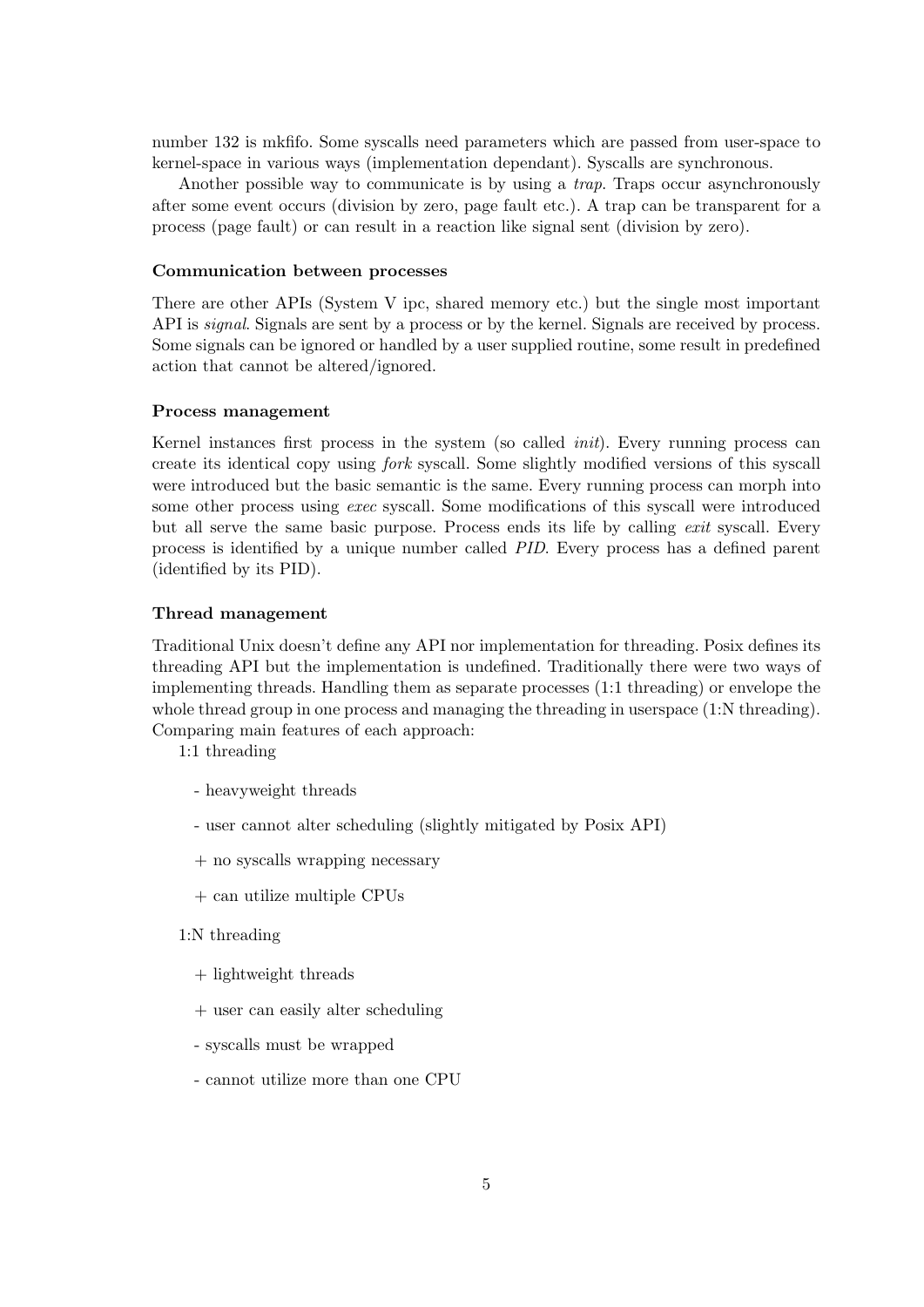number 132 is mkfifo. Some syscalls need parameters which are passed from user-space to kernel-space in various ways (implementation dependant). Syscalls are synchronous.

Another possible way to communicate is by using a *trap*. Traps occur asynchronously after some event occurs (division by zero, page fault etc.). A trap can be transparent for a process (page fault) or can result in a reaction like signal sent (division by zero).

#### Communication between processes

There are other APIs (System V ipc, shared memory etc.) but the single most important API is *signal*. Signals are sent by a process or by the kernel. Signals are received by process. Some signals can be ignored or handled by a user supplied routine, some result in predefined action that cannot be altered/ignored.

#### Process management

Kernel instances first process in the system (so called *init*). Every running process can create its identical copy using *fork* syscall. Some slightly modified versions of this syscall were introduced but the basic semantic is the same. Every running process can morph into some other process using *exec* syscall. Some modifications of this syscall were introduced but all serve the same basic purpose. Process ends its life by calling *exit* syscall. Every process is identified by a unique number called *PID*. Every process has a defined parent (identified by its PID).

#### Thread management

Traditional Unix doesn't define any API nor implementation for threading. Posix defines its threading API but the implementation is undefined. Traditionally there were two ways of implementing threads. Handling them as separate processes (1:1 threading) or envelope the whole thread group in one process and managing the threading in userspace (1:N threading). Comparing main features of each approach:

1:1 threading

- \- heavyweight threads
- \- user cannot alter scheduling (slightly mitigated by Posix API)
- \+ no syscalls wrapping necessary
- \+ can utilize multiple CPUs

1:N threading

- \+ lightweight threads
- \+ user can easily alter scheduling
- \- syscalls must be wrapped
- \- cannot utilize more than one CPU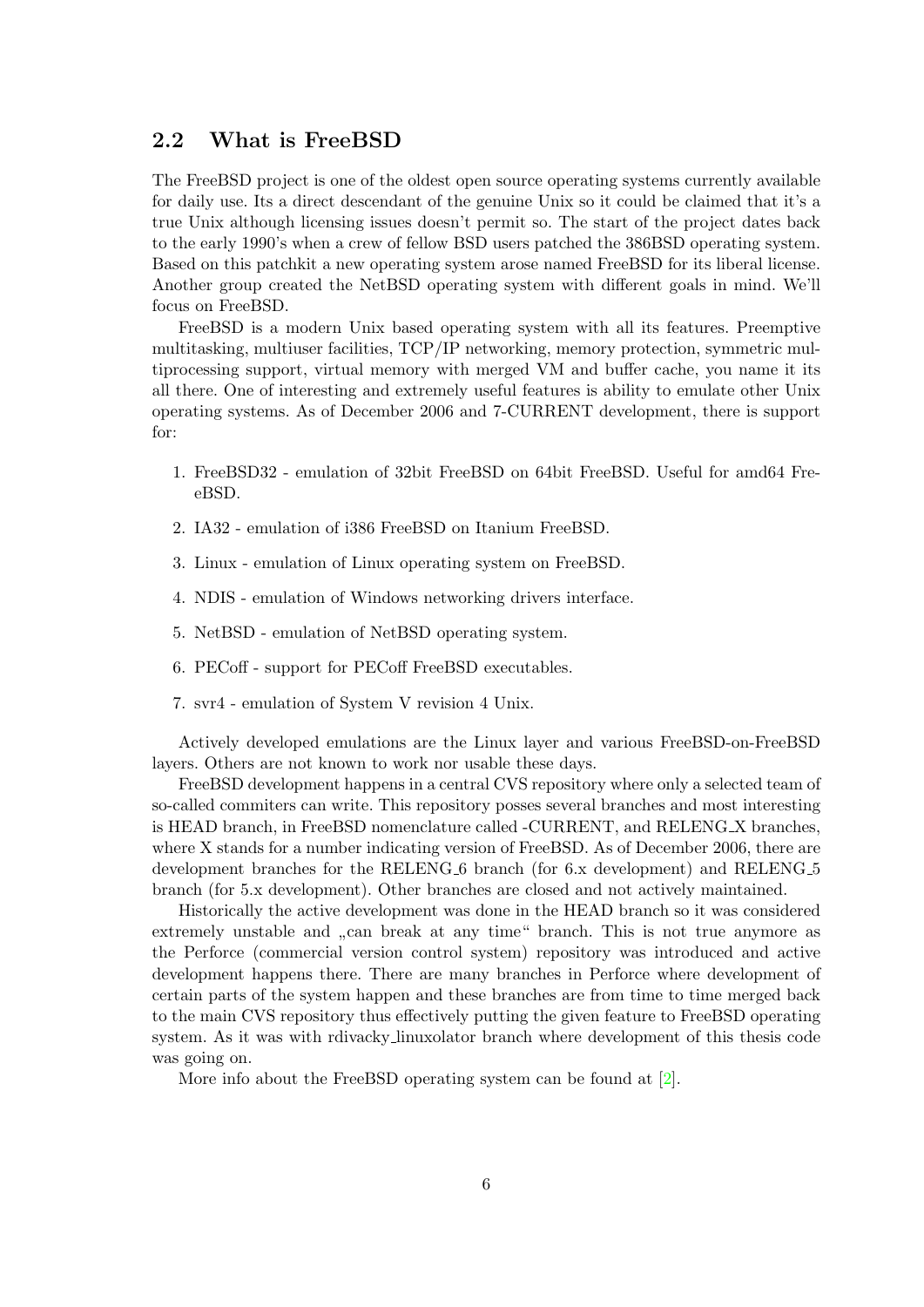## 2.2 What is FreeBSD

The FreeBSD project is one of the oldest open source operating systems currently available for daily use. Its a direct descendant of the genuine Unix so it could be claimed that it's a true Unix although licensing issues doesn't permit so. The start of the project dates back to the early 1990's when a crew of fellow BSD users patched the 386BSD operating system. Based on this patchkit a new operating system arose named FreeBSD for its liberal license. Another group created the NetBSD operating system with different goals in mind. We'll focus on FreeBSD.

FreeBSD is a modern Unix based operating system with all its features. Preemptive multitasking, multiuser facilities, TCP/IP networking, memory protection, symmetric multiprocessing support, virtual memory with merged VM and buffer cache, you name it its all there. One of interesting and extremely useful features is ability to emulate other Unix operating systems. As of December 2006 and 7-CURRENT development, there is support for:

1. FreeBSD32 - emulation of 32bit FreeBSD on 64bit FreeBSD. Useful for amd64 FreeBSD.
2. IA32 - emulation of i386 FreeBSD on Itanium FreeBSD.
3. Linux - emulation of Linux operating system on FreeBSD.
4. NDIS - emulation of Windows networking drivers interface.
5. NetBSD - emulation of NetBSD operating system.
6. PECoff - support for PECoff FreeBSD executables.
7. svr4 - emulation of System V revision 4 Unix.

Actively developed emulations are the Linux layer and various FreeBSD-on-FreeBSD layers. Others are not known to work nor usable these days.

FreeBSD development happens in a central CVS repository where only a selected team of so-called commiters can write. This repository posses several branches and most interesting is HEAD branch, in FreeBSD nomenclature called -CURRENT, and RELENG_X branches, where X stands for a number indicating version of FreeBSD. As of December 2006, there are development branches for the RELENG_6 branch (for 6.x development) and RELENG_5 branch (for 5.x development). Other branches are closed and not actively maintained.

Historically the active development was done in the HEAD branch so it was considered extremely unstable and „can break at any time" branch. This is not true anymore as the Perforce (commercial version control system) repository was introduced and active development happens there. There are many branches in Perforce where development of certain parts of the system happen and these branches are from time to time merged back to the main CVS repository thus effectively putting the given feature to FreeBSD operating system. As it was with rdivacky_linuxolator branch where development of this thesis code was going on.

More info about the FreeBSD operating system can be found at [2].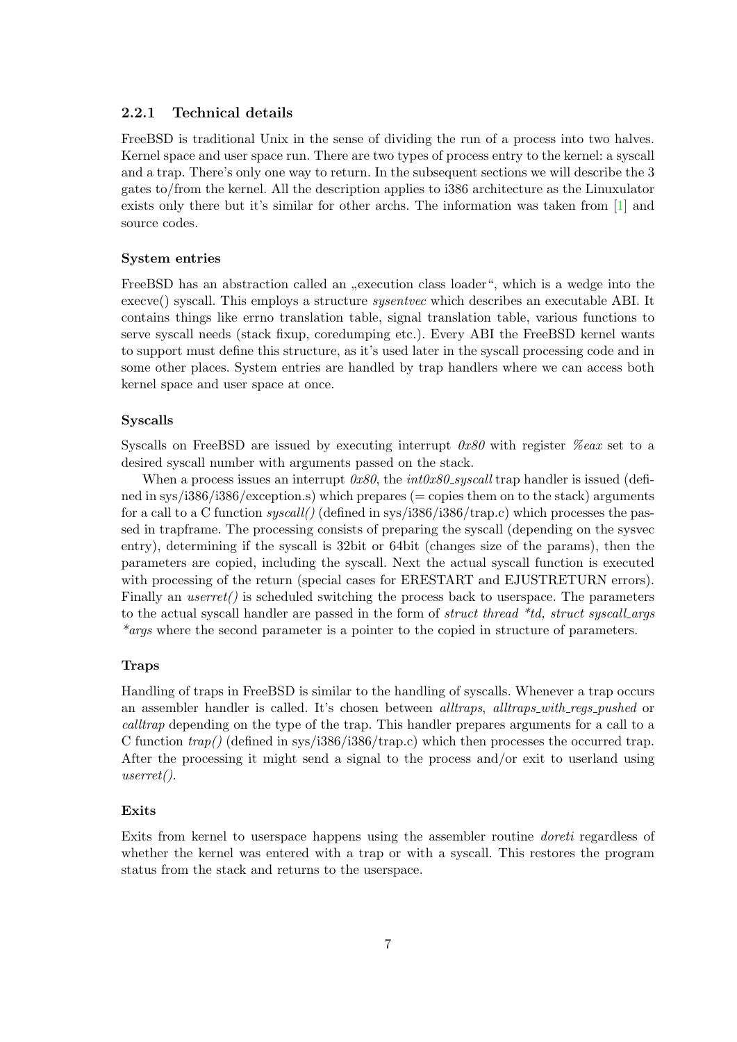### 2.2.1 Technical details

FreeBSD is traditional Unix in the sense of dividing the run of a process into two halves. Kernel space and user space run. There are two types of process entry to the kernel: a syscall and a trap. There's only one way to return. In the subsequent sections we will describe the 3 gates to/from the kernel. All the description applies to i386 architecture as the Linuxulator exists only there but it's similar for other archs. The information was taken from [1] and source codes.

#### System entries

FreeBSD has an abstraction called an „execution class loader", which is a wedge into the execve() syscall. This employs a structure *sysentvec* which describes an executable ABI. It contains things like errno translation table, signal translation table, various functions to serve syscall needs (stack fixup, coredumping etc.). Every ABI the FreeBSD kernel wants to support must define this structure, as it's used later in the syscall processing code and in some other places. System entries are handled by trap handlers where we can access both kernel space and user space at once.

#### Syscalls

Syscalls on FreeBSD are issued by executing interrupt *0x80* with register *%eax* set to a desired syscall number with arguments passed on the stack.

When a process issues an interrupt *0x80*, the *int0x80_syscall* trap handler is issued (defined in sys/i386/i386/exception.s) which prepares (= copies them on to the stack) arguments for a call to a C function *syscall()* (defined in sys/i386/i386/trap.c) which processes the passed in trapframe. The processing consists of preparing the syscall (depending on the sysvec entry), determining if the syscall is 32bit or 64bit (changes size of the params), then the parameters are copied, including the syscall. Next the actual syscall function is executed with processing of the return (special cases for ERESTART and EJUSTRETURN errors). Finally an *userret()* is scheduled switching the process back to userspace. The parameters to the actual syscall handler are passed in the form of *struct thread *td, struct syscall_args *args* where the second parameter is a pointer to the copied in structure of parameters.

#### Traps

Handling of traps in FreeBSD is similar to the handling of syscalls. Whenever a trap occurs an assembler handler is called. It's chosen between *alltraps*, *alltraps_with_regs_pushed* or *calltrap* depending on the type of the trap. This handler prepares arguments for a call to a C function *trap()* (defined in sys/i386/i386/trap.c) which then processes the occurred trap. After the processing it might send a signal to the process and/or exit to userland using *userret()*.

#### Exits

Exits from kernel to userspace happens using the assembler routine *doreti* regardless of whether the kernel was entered with a trap or with a syscall. This restores the program status from the stack and returns to the userspace.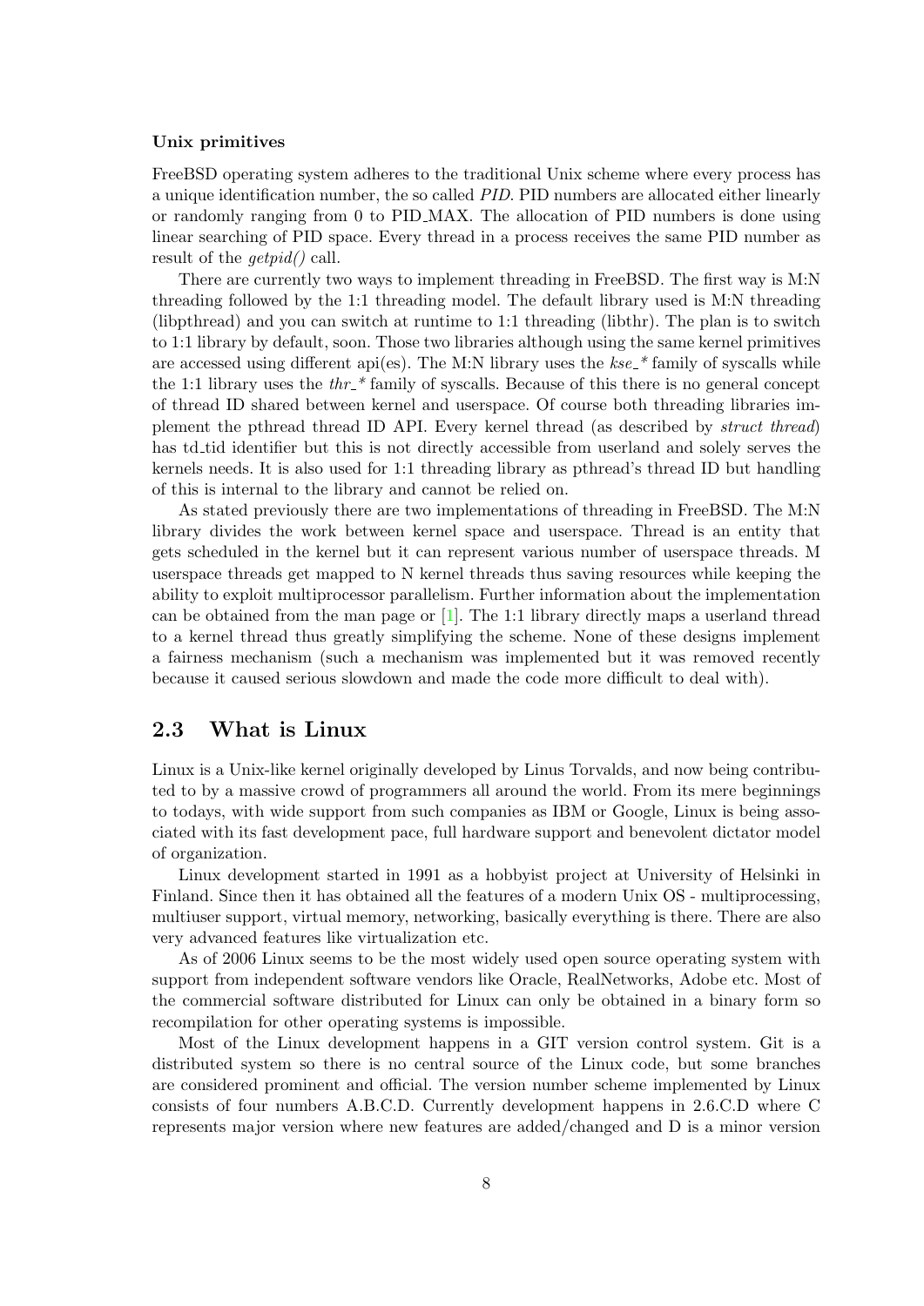**Unix primitives**

FreeBSD operating system adheres to the traditional Unix scheme where every process has a unique identification number, the so called *PID*. PID numbers are allocated either linearly or randomly ranging from 0 to PID_MAX. The allocation of PID numbers is done using linear searching of PID space. Every thread in a process receives the same PID number as result of the *getpid()* call.

There are currently two ways to implement threading in FreeBSD. The first way is M:N threading followed by the 1:1 threading model. The default library used is M:N threading (libpthread) and you can switch at runtime to 1:1 threading (libthr). The plan is to switch to 1:1 library by default, soon. Those two libraries although using the same kernel primitives are accessed using different api(es). The M:N library uses the *kse_** family of syscalls while the 1:1 library uses the *thr_** family of syscalls. Because of this there is no general concept of thread ID shared between kernel and userspace. Of course both threading libraries implement the pthread thread ID API. Every kernel thread (as described by *struct thread*) has td_tid identifier but this is not directly accessible from userland and solely serves the kernels needs. It is also used for 1:1 threading library as pthread's thread ID but handling of this is internal to the library and cannot be relied on.

As stated previously there are two implementations of threading in FreeBSD. The M:N library divides the work between kernel space and userspace. Thread is an entity that gets scheduled in the kernel but it can represent various number of userspace threads. M userspace threads get mapped to N kernel threads thus saving resources while keeping the ability to exploit multiprocessor parallelism. Further information about the implementation can be obtained from the man page or [1]. The 1:1 library directly maps a userland thread to a kernel thread thus greatly simplifying the scheme. None of these designs implement a fairness mechanism (such a mechanism was implemented but it was removed recently because it caused serious slowdown and made the code more difficult to deal with).

## 2.3 What is Linux

Linux is a Unix-like kernel originally developed by Linus Torvalds, and now being contributed to by a massive crowd of programmers all around the world. From its mere beginnings to todays, with wide support from such companies as IBM or Google, Linux is being associated with its fast development pace, full hardware support and benevolent dictator model of organization.

Linux development started in 1991 as a hobbyist project at University of Helsinki in Finland. Since then it has obtained all the features of a modern Unix OS - multiprocessing, multiuser support, virtual memory, networking, basically everything is there. There are also very advanced features like virtualization etc.

As of 2006 Linux seems to be the most widely used open source operating system with support from independent software vendors like Oracle, RealNetworks, Adobe etc. Most of the commercial software distributed for Linux can only be obtained in a binary form so recompilation for other operating systems is impossible.

Most of the Linux development happens in a GIT version control system. Git is a distributed system so there is no central source of the Linux code, but some branches are considered prominent and official. The version number scheme implemented by Linux consists of four numbers A.B.C.D. Currently development happens in 2.6.C.D where C represents major version where new features are added/changed and D is a minor version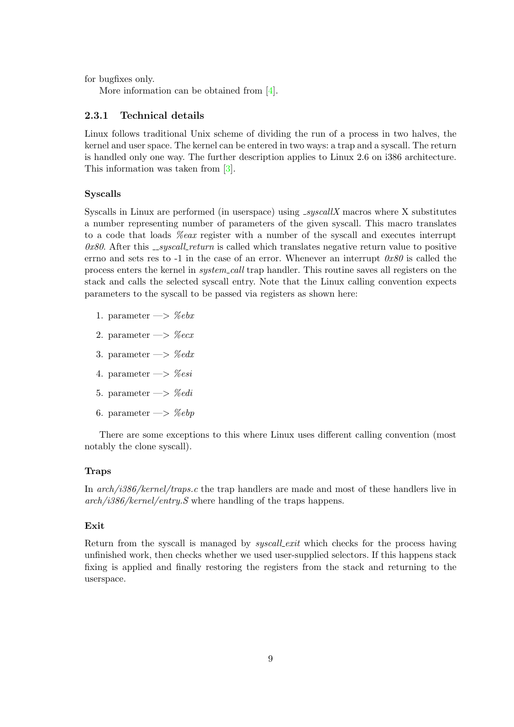for bugfixes only.

More information can be obtained from [4].

### 2.3.1 Technical details

Linux follows traditional Unix scheme of dividing the run of a process in two halves, the kernel and user space. The kernel can be entered in two ways: a trap and a syscall. The return is handled only one way. The further description applies to Linux 2.6 on i386 architecture. This information was taken from [3].

#### Syscalls

Syscalls in Linux are performed (in userspace) using *_syscallX* macros where X substitutes a number representing number of parameters of the given syscall. This macro translates to a code that loads *%eax* register with a number of the syscall and executes interrupt *0x80*. After this *__syscall_return* is called which translates negative return value to positive errno and sets res to -1 in the case of an error. Whenever an interrupt *0x80* is called the process enters the kernel in *system_call* trap handler. This routine saves all registers on the stack and calls the selected syscall entry. Note that the Linux calling convention expects parameters to the syscall to be passed via registers as shown here:

1. parameter —> *%ebx*
2. parameter —> *%ecx*
3. parameter —> *%edx*
4. parameter —> *%esi*
5. parameter —> *%edi*
6. parameter —> *%ebp*

There are some exceptions to this where Linux uses different calling convention (most notably the clone syscall).

#### Traps

In *arch/i386/kernel/traps.c* the trap handlers are made and most of these handlers live in *arch/i386/kernel/entry.S* where handling of the traps happens.

#### Exit

Return from the syscall is managed by *syscall_exit* which checks for the process having unfinished work, then checks whether we used user-supplied selectors. If this happens stack fixing is applied and finally restoring the registers from the stack and returning to the userspace.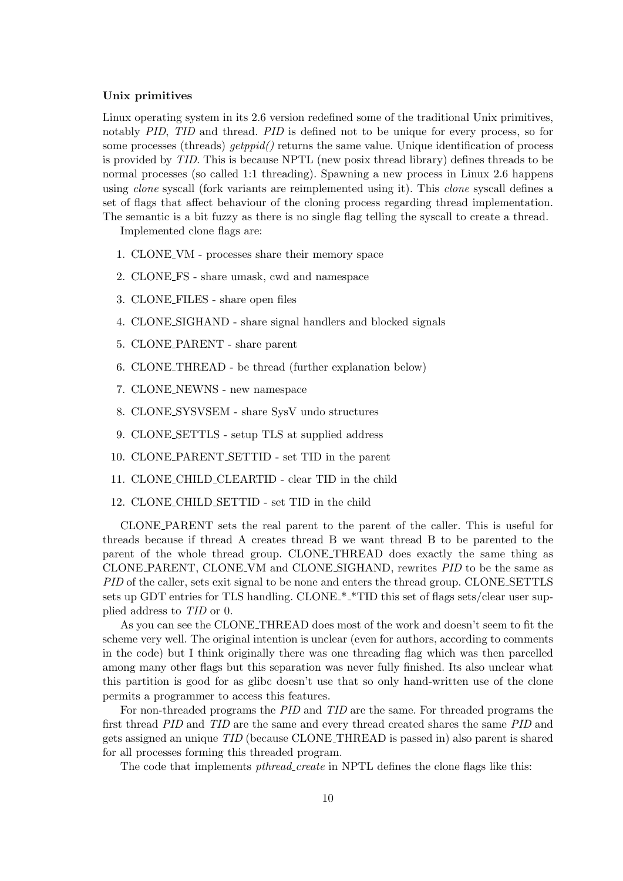#### Unix primitives

Linux operating system in its 2.6 version redefined some of the traditional Unix primitives, notably *PID*, *TID* and thread. *PID* is defined not to be unique for every process, so for some processes (threads) *getppid()* returns the same value. Unique identification of process is provided by *TID*. This is because NPTL (new posix thread library) defines threads to be normal processes (so called 1:1 threading). Spawning a new process in Linux 2.6 happens using *clone* syscall (fork variants are reimplemented using it). This *clone* syscall defines a set of flags that affect behaviour of the cloning process regarding thread implementation. The semantic is a bit fuzzy as there is no single flag telling the syscall to create a thread.

Implemented clone flags are:

1. CLONE_VM - processes share their memory space
2. CLONE_FS - share umask, cwd and namespace
3. CLONE_FILES - share open files
4. CLONE_SIGHAND - share signal handlers and blocked signals
5. CLONE_PARENT - share parent
6. CLONE_THREAD - be thread (further explanation below)
7. CLONE_NEWNS - new namespace
8. CLONE_SYSVSEM - share SysV undo structures
9. CLONE_SETTLS - setup TLS at supplied address
10. CLONE_PARENT_SETTID - set TID in the parent
11. CLONE_CHILD_CLEARTID - clear TID in the child
12. CLONE_CHILD_SETTID - set TID in the child

CLONE_PARENT sets the real parent to the parent of the caller. This is useful for threads because if thread A creates thread B we want thread B to be parented to the parent of the whole thread group. CLONE_THREAD does exactly the same thing as CLONE_PARENT, CLONE_VM and CLONE_SIGHAND, rewrites *PID* to be the same as *PID* of the caller, sets exit signal to be none and enters the thread group. CLONE_SETTLS sets up GDT entries for TLS handling. CLONE_*_*TID this set of flags sets/clear user supplied address to *TID* or 0.

As you can see the CLONE_THREAD does most of the work and doesn't seem to fit the scheme very well. The original intention is unclear (even for authors, according to comments in the code) but I think originally there was one threading flag which was then parcelled among many other flags but this separation was never fully finished. Its also unclear what this partition is good for as glibc doesn't use that so only hand-written use of the clone permits a programmer to access this features.

For non-threaded programs the *PID* and *TID* are the same. For threaded programs the first thread *PID* and *TID* are the same and every thread created shares the same *PID* and gets assigned an unique *TID* (because CLONE_THREAD is passed in) also parent is shared for all processes forming this threaded program.

The code that implements *pthread_create* in NPTL defines the clone flags like this: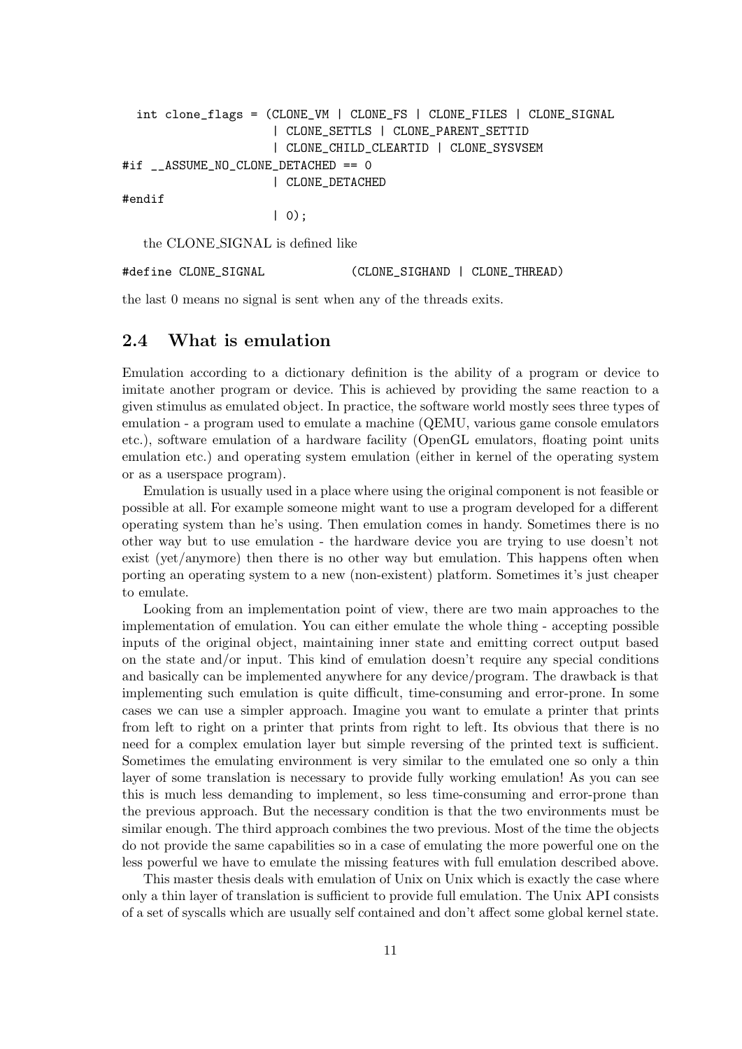```
  int clone_flags = (CLONE_VM | CLONE_FS | CLONE_FILES | CLONE_SIGNAL
                     | CLONE_SETTLS | CLONE_PARENT_SETTID
                     | CLONE_CHILD_CLEARTID | CLONE_SYSVSEM
#if __ASSUME_NO_CLONE_DETACHED == 0
                     | CLONE_DETACHED
#endif
                     | 0);
```

the CLONE_SIGNAL is defined like

```
#define CLONE_SIGNAL            (CLONE_SIGHAND | CLONE_THREAD)
```

the last 0 means no signal is sent when any of the threads exits.

## 2.4 What is emulation

Emulation according to a dictionary definition is the ability of a program or device to imitate another program or device. This is achieved by providing the same reaction to a given stimulus as emulated object. In practice, the software world mostly sees three types of emulation - a program used to emulate a machine (QEMU, various game console emulators etc.), software emulation of a hardware facility (OpenGL emulators, floating point units emulation etc.) and operating system emulation (either in kernel of the operating system or as a userspace program).

Emulation is usually used in a place where using the original component is not feasible or possible at all. For example someone might want to use a program developed for a different operating system than he's using. Then emulation comes in handy. Sometimes there is no other way but to use emulation - the hardware device you are trying to use doesn't not exist (yet/anymore) then there is no other way but emulation. This happens often when porting an operating system to a new (non-existent) platform. Sometimes it's just cheaper to emulate.

Looking from an implementation point of view, there are two main approaches to the implementation of emulation. You can either emulate the whole thing - accepting possible inputs of the original object, maintaining inner state and emitting correct output based on the state and/or input. This kind of emulation doesn't require any special conditions and basically can be implemented anywhere for any device/program. The drawback is that implementing such emulation is quite difficult, time-consuming and error-prone. In some cases we can use a simpler approach. Imagine you want to emulate a printer that prints from left to right on a printer that prints from right to left. Its obvious that there is no need for a complex emulation layer but simple reversing of the printed text is sufficient. Sometimes the emulating environment is very similar to the emulated one so only a thin layer of some translation is necessary to provide fully working emulation! As you can see this is much less demanding to implement, so less time-consuming and error-prone than the previous approach. But the necessary condition is that the two environments must be similar enough. The third approach combines the two previous. Most of the time the objects do not provide the same capabilities so in a case of emulating the more powerful one on the less powerful we have to emulate the missing features with full emulation described above.

This master thesis deals with emulation of Unix on Unix which is exactly the case where only a thin layer of translation is sufficient to provide full emulation. The Unix API consists of a set of syscalls which are usually self contained and don't affect some global kernel state.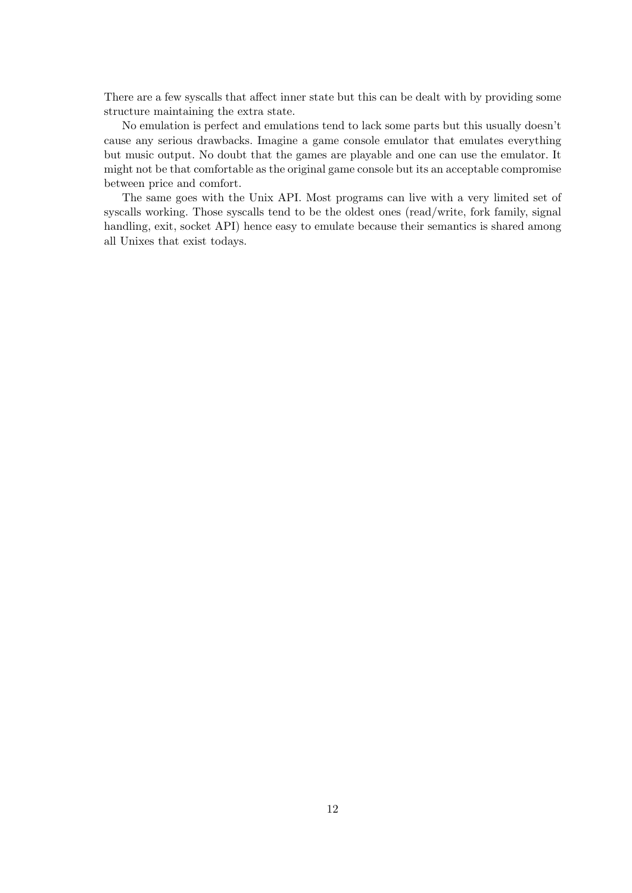There are a few syscalls that affect inner state but this can be dealt with by providing some structure maintaining the extra state.

No emulation is perfect and emulations tend to lack some parts but this usually doesn't cause any serious drawbacks. Imagine a game console emulator that emulates everything but music output. No doubt that the games are playable and one can use the emulator. It might not be that comfortable as the original game console but its an acceptable compromise between price and comfort.

The same goes with the Unix API. Most programs can live with a very limited set of syscalls working. Those syscalls tend to be the oldest ones (read/write, fork family, signal handling, exit, socket API) hence easy to emulate because their semantics is shared among all Unixes that exist todays.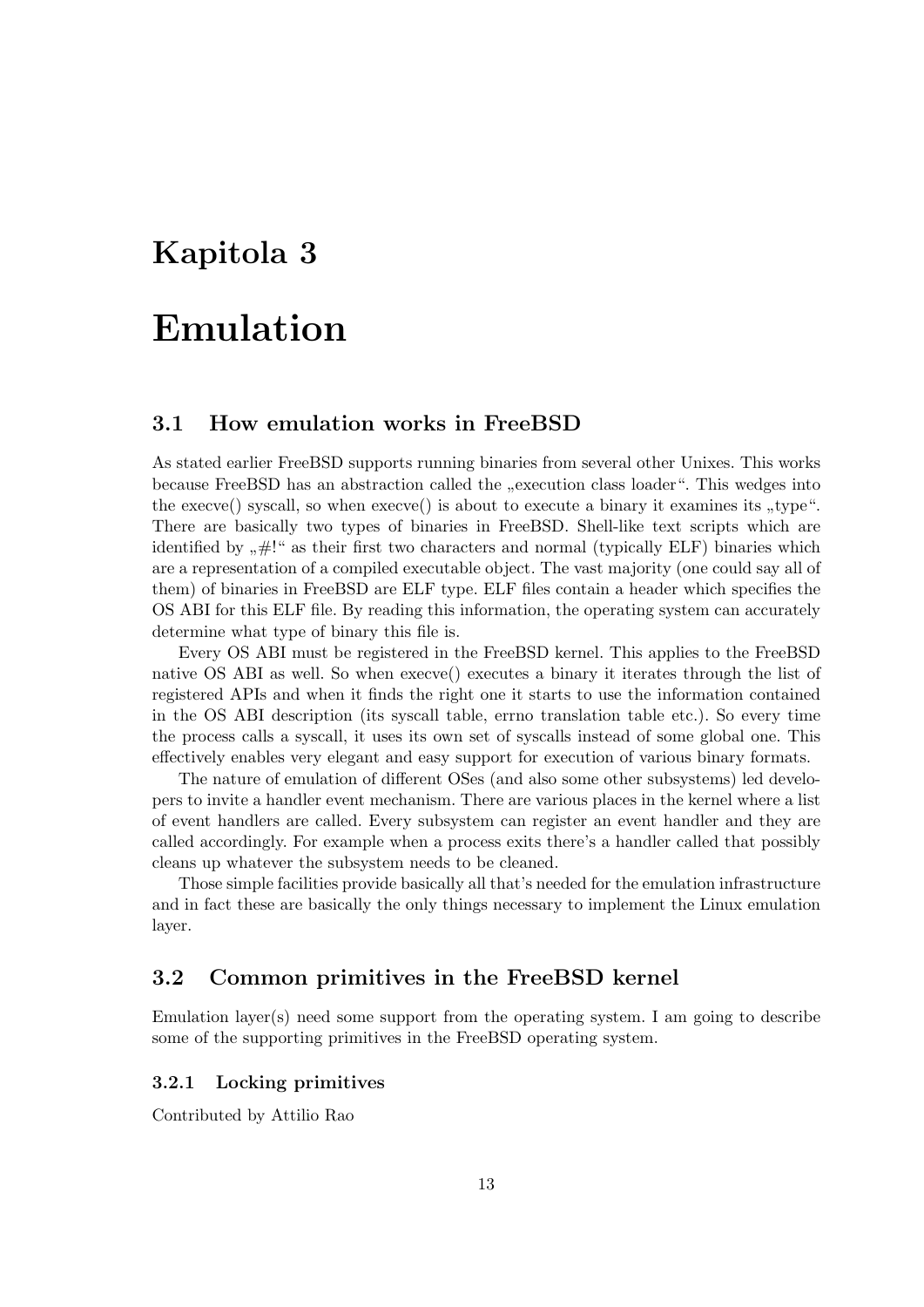# Kapitola 3

# Emulation

## 3.1 How emulation works in FreeBSD

As stated earlier FreeBSD supports running binaries from several other Unixes. This works because FreeBSD has an abstraction called the „execution class loader“. This wedges into the execve() syscall, so when execve() is about to execute a binary it examines its „type“. There are basically two types of binaries in FreeBSD. Shell-like text scripts which are identified by „#!“ as their first two characters and normal (typically ELF) binaries which are a representation of a compiled executable object. The vast majority (one could say all of them) of binaries in FreeBSD are ELF type. ELF files contain a header which specifies the OS ABI for this ELF file. By reading this information, the operating system can accurately determine what type of binary this file is.

Every OS ABI must be registered in the FreeBSD kernel. This applies to the FreeBSD native OS ABI as well. So when execve() executes a binary it iterates through the list of registered APIs and when it finds the right one it starts to use the information contained in the OS ABI description (its syscall table, errno translation table etc.). So every time the process calls a syscall, it uses its own set of syscalls instead of some global one. This effectively enables very elegant and easy support for execution of various binary formats.

The nature of emulation of different OSes (and also some other subsystems) led developers to invite a handler event mechanism. There are various places in the kernel where a list of event handlers are called. Every subsystem can register an event handler and they are called accordingly. For example when a process exits there's a handler called that possibly cleans up whatever the subsystem needs to be cleaned.

Those simple facilities provide basically all that's needed for the emulation infrastructure and in fact these are basically the only things necessary to implement the Linux emulation layer.

## 3.2 Common primitives in the FreeBSD kernel

Emulation layer(s) need some support from the operating system. I am going to describe some of the supporting primitives in the FreeBSD operating system.

### 3.2.1 Locking primitives

Contributed by Attilio Rao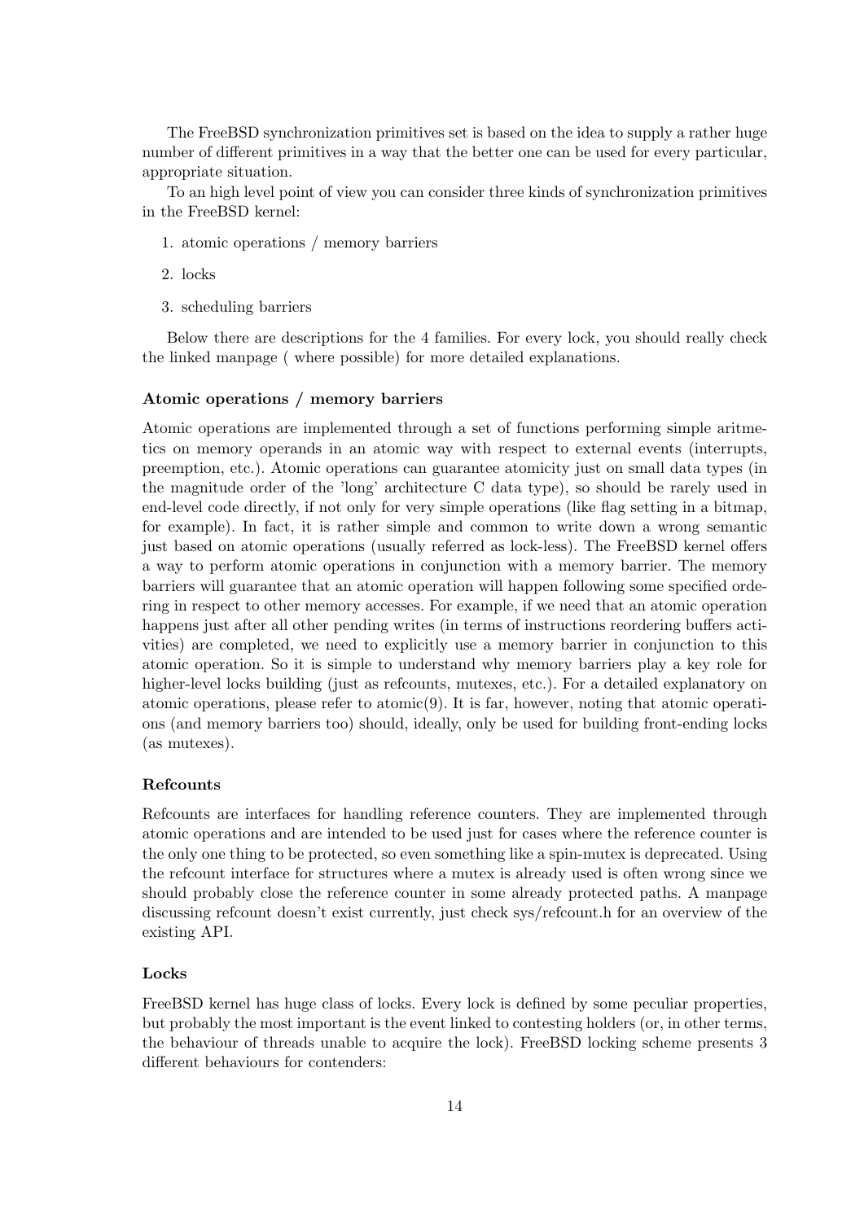The FreeBSD synchronization primitives set is based on the idea to supply a rather huge number of different primitives in a way that the better one can be used for every particular, appropriate situation.

To an high level point of view you can consider three kinds of synchronization primitives in the FreeBSD kernel:

1. atomic operations / memory barriers
2. locks
3. scheduling barriers

Below there are descriptions for the 4 families. For every lock, you should really check the linked manpage ( where possible) for more detailed explanations.

### Atomic operations / memory barriers

Atomic operations are implemented through a set of functions performing simple aritmetics on memory operands in an atomic way with respect to external events (interrupts, preemption, etc.). Atomic operations can guarantee atomicity just on small data types (in the magnitude order of the 'long' architecture C data type), so should be rarely used in end-level code directly, if not only for very simple operations (like flag setting in a bitmap, for example). In fact, it is rather simple and common to write down a wrong semantic just based on atomic operations (usually referred as lock-less). The FreeBSD kernel offers a way to perform atomic operations in conjunction with a memory barrier. The memory barriers will guarantee that an atomic operation will happen following some specified ordering in respect to other memory accesses. For example, if we need that an atomic operation happens just after all other pending writes (in terms of instructions reordering buffers activities) are completed, we need to explicitly use a memory barrier in conjunction to this atomic operation. So it is simple to understand why memory barriers play a key role for higher-level locks building (just as refcounts, mutexes, etc.). For a detailed explanatory on atomic operations, please refer to atomic(9). It is far, however, noting that atomic operations (and memory barriers too) should, ideally, only be used for building front-ending locks (as mutexes).

### Refcounts

Refcounts are interfaces for handling reference counters. They are implemented through atomic operations and are intended to be used just for cases where the reference counter is the only one thing to be protected, so even something like a spin-mutex is deprecated. Using the refcount interface for structures where a mutex is already used is often wrong since we should probably close the reference counter in some already protected paths. A manpage discussing refcount doesn't exist currently, just check sys/refcount.h for an overview of the existing API.

### Locks

FreeBSD kernel has huge class of locks. Every lock is defined by some peculiar properties, but probably the most important is the event linked to contesting holders (or, in other terms, the behaviour of threads unable to acquire the lock). FreeBSD locking scheme presents 3 different behaviours for contenders: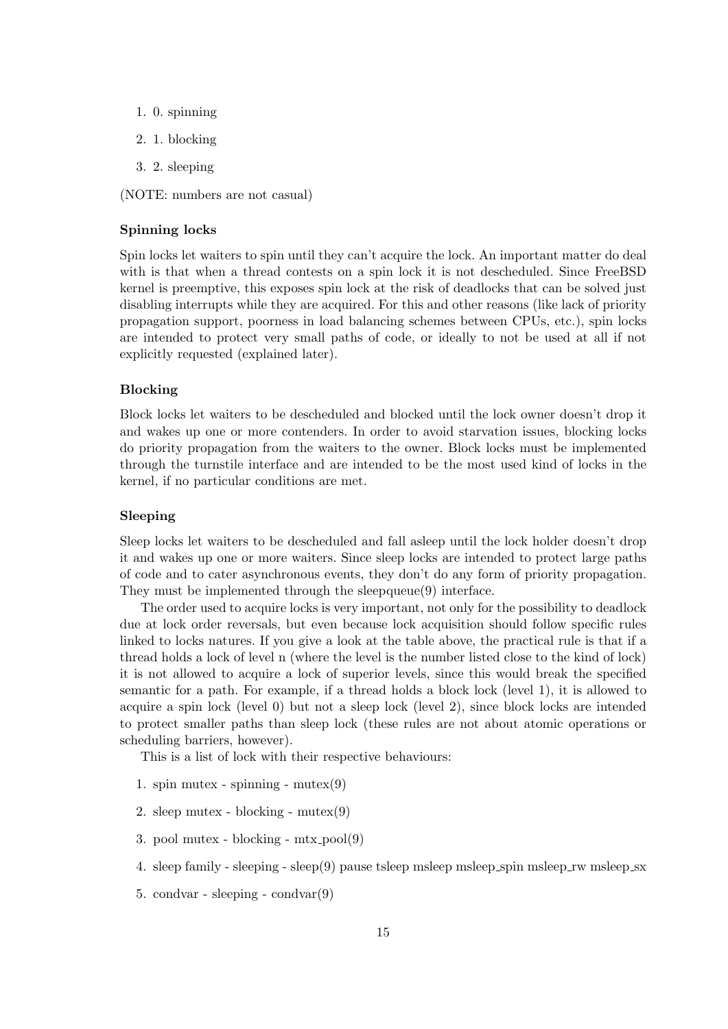1. 0. spinning
2. 1. blocking
3. 2. sleeping

(NOTE: numbers are not casual)

### Spinning locks

Spin locks let waiters to spin until they can't acquire the lock. An important matter do deal with is that when a thread contests on a spin lock it is not descheduled. Since FreeBSD kernel is preemptive, this exposes spin lock at the risk of deadlocks that can be solved just disabling interrupts while they are acquired. For this and other reasons (like lack of priority propagation support, poorness in load balancing schemes between CPUs, etc.), spin locks are intended to protect very small paths of code, or ideally to not be used at all if not explicitly requested (explained later).

### Blocking

Block locks let waiters to be descheduled and blocked until the lock owner doesn't drop it and wakes up one or more contenders. In order to avoid starvation issues, blocking locks do priority propagation from the waiters to the owner. Block locks must be implemented through the turnstile interface and are intended to be the most used kind of locks in the kernel, if no particular conditions are met.

### Sleeping

Sleep locks let waiters to be descheduled and fall asleep until the lock holder doesn't drop it and wakes up one or more waiters. Since sleep locks are intended to protect large paths of code and to cater asynchronous events, they don't do any form of priority propagation. They must be implemented through the sleepqueue(9) interface.

The order used to acquire locks is very important, not only for the possibility to deadlock due at lock order reversals, but even because lock acquisition should follow specific rules linked to locks natures. If you give a look at the table above, the practical rule is that if a thread holds a lock of level n (where the level is the number listed close to the kind of lock) it is not allowed to acquire a lock of superior levels, since this would break the specified semantic for a path. For example, if a thread holds a block lock (level 1), it is allowed to acquire a spin lock (level 0) but not a sleep lock (level 2), since block locks are intended to protect smaller paths than sleep lock (these rules are not about atomic operations or scheduling barriers, however).

This is a list of lock with their respective behaviours:

1. spin mutex - spinning - mutex(9)
2. sleep mutex - blocking - mutex(9)
3. pool mutex - blocking - mtx_pool(9)
4. sleep family - sleeping - sleep(9) pause tsleep msleep msleep_spin msleep_rw msleep_sx
5. condvar - sleeping - condvar(9)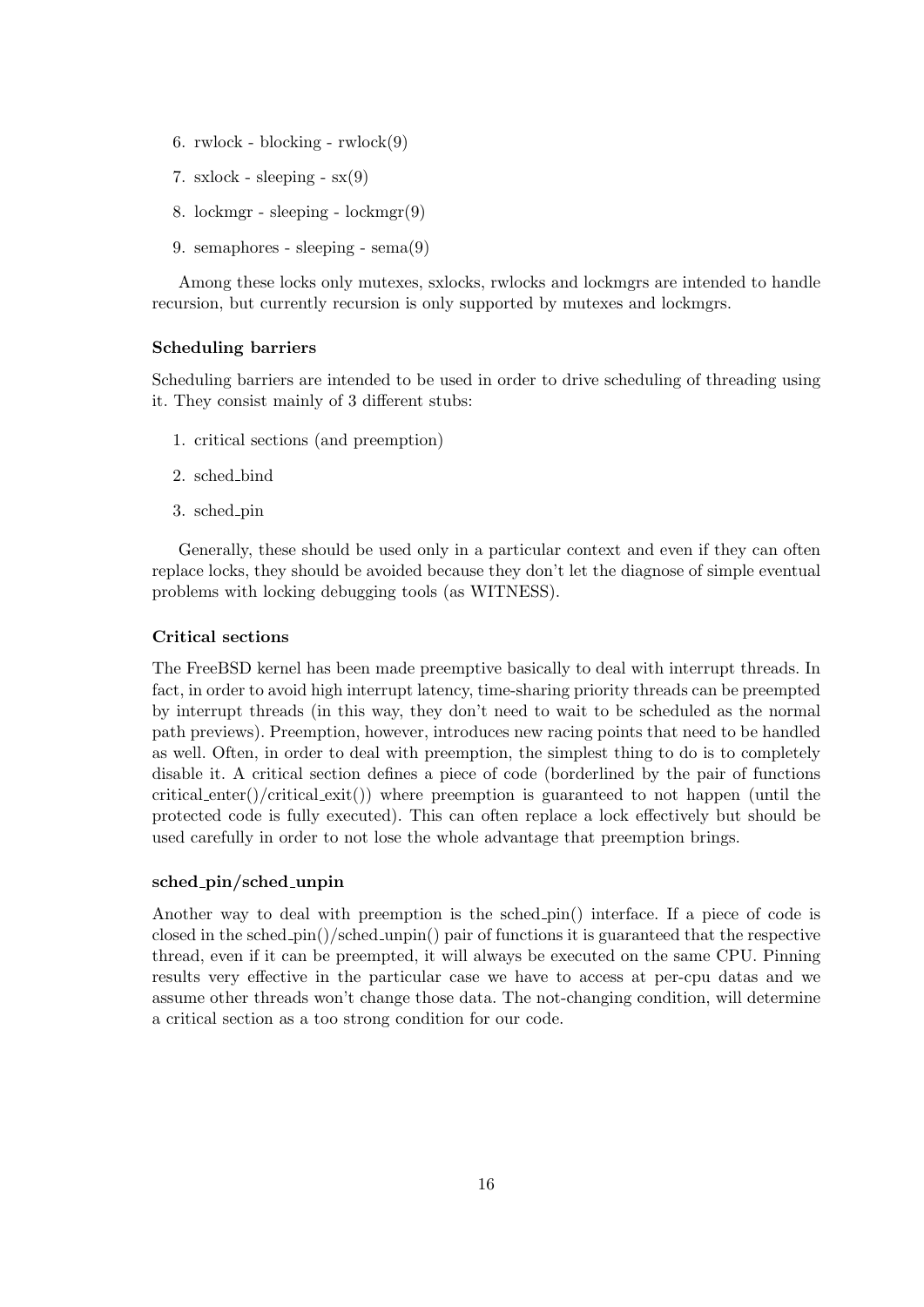6. rwlock - blocking - rwlock(9)
7. sxlock - sleeping - sx(9)
8. lockmgr - sleeping - lockmgr(9)
9. semaphores - sleeping - sema(9)

Among these locks only mutexes, sxlocks, rwlocks and lockmgrs are intended to handle recursion, but currently recursion is only supported by mutexes and lockmgrs.

### Scheduling barriers

Scheduling barriers are intended to be used in order to drive scheduling of threading using it. They consist mainly of 3 different stubs:

1. critical sections (and preemption)
2. sched_bind
3. sched_pin

Generally, these should be used only in a particular context and even if they can often replace locks, they should be avoided because they don't let the diagnose of simple eventual problems with locking debugging tools (as WITNESS).

### Critical sections

The FreeBSD kernel has been made preemptive basically to deal with interrupt threads. In fact, in order to avoid high interrupt latency, time-sharing priority threads can be preempted by interrupt threads (in this way, they don't need to wait to be scheduled as the normal path previews). Preemption, however, introduces new racing points that need to be handled as well. Often, in order to deal with preemption, the simplest thing to do is to completely disable it. A critical section defines a piece of code (borderlined by the pair of functions critical_enter()/critical_exit()) where preemption is guaranteed to not happen (until the protected code is fully executed). This can often replace a lock effectively but should be used carefully in order to not lose the whole advantage that preemption brings.

### sched_pin/sched_unpin

Another way to deal with preemption is the sched_pin() interface. If a piece of code is closed in the sched_pin()/sched_unpin() pair of functions it is guaranteed that the respective thread, even if it can be preempted, it will always be executed on the same CPU. Pinning results very effective in the particular case we have to access at per-cpu datas and we assume other threads won't change those data. The not-changing condition, will determine a critical section as a too strong condition for our code.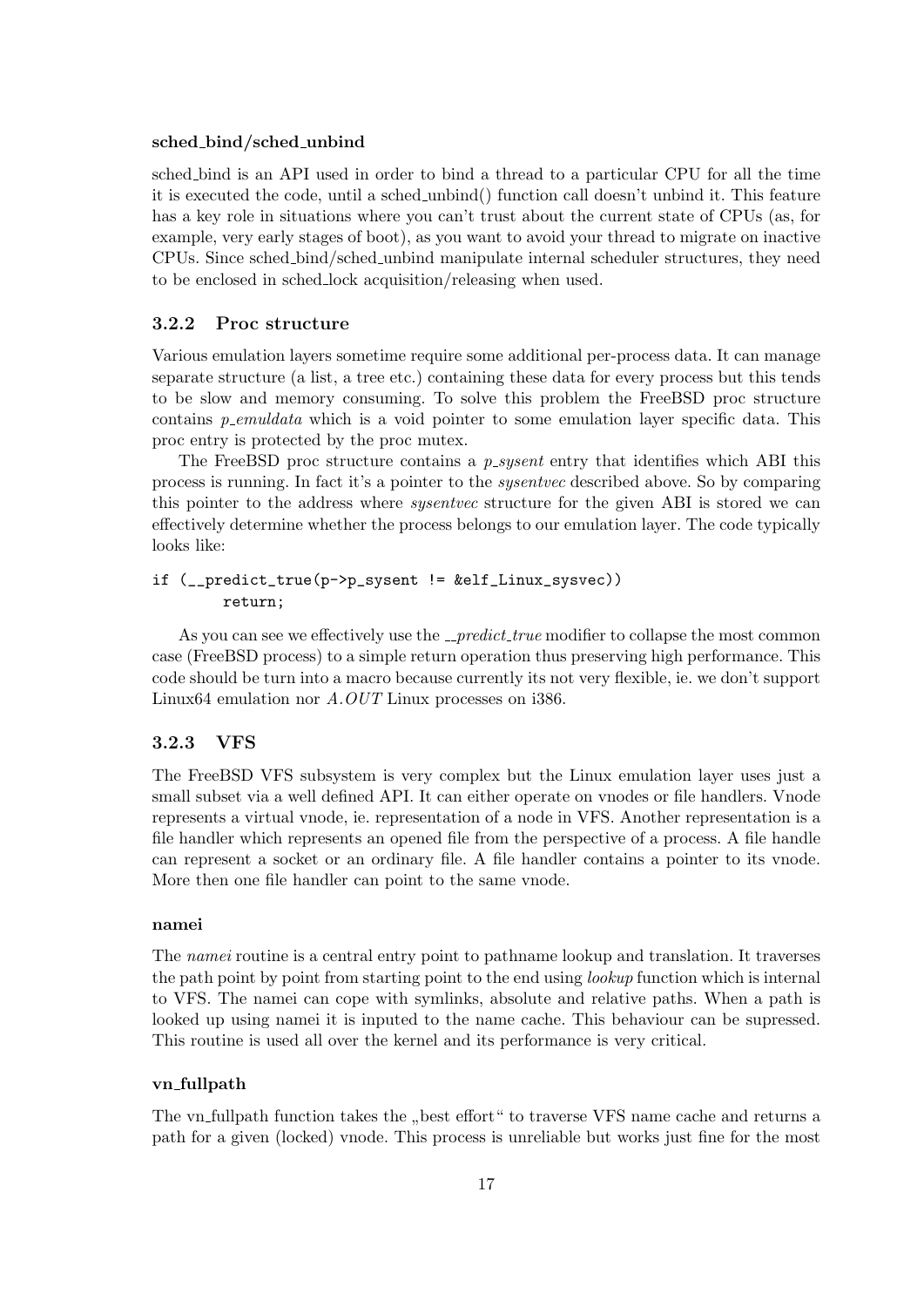**sched_bind/sched_unbind**

sched_bind is an API used in order to bind a thread to a particular CPU for all the time it is executed the code, until a sched_unbind() function call doesn't unbind it. This feature has a key role in situations where you can't trust about the current state of CPUs (as, for example, very early stages of boot), as you want to avoid your thread to migrate on inactive CPUs. Since sched_bind/sched_unbind manipulate internal scheduler structures, they need to be enclosed in sched_lock acquisition/releasing when used.

### 3.2.2 Proc structure

Various emulation layers sometime require some additional per-process data. It can manage separate structure (a list, a tree etc.) containing these data for every process but this tends to be slow and memory consuming. To solve this problem the FreeBSD proc structure contains *p_emuldata* which is a void pointer to some emulation layer specific data. This proc entry is protected by the proc mutex.

The FreeBSD proc structure contains a *p_sysent* entry that identifies which ABI this process is running. In fact it's a pointer to the *sysentvec* described above. So by comparing this pointer to the address where *sysentvec* structure for the given ABI is stored we can effectively determine whether the process belongs to our emulation layer. The code typically looks like:

```
if (__predict_true(p->p_sysent != &elf_Linux_sysvec))
        return;
```

As you can see we effectively use the *__predict_true* modifier to collapse the most common case (FreeBSD process) to a simple return operation thus preserving high performance. This code should be turn into a macro because currently its not very flexible, ie. we don't support Linux64 emulation nor *A.OUT* Linux processes on i386.

### 3.2.3 VFS

The FreeBSD VFS subsystem is very complex but the Linux emulation layer uses just a small subset via a well defined API. It can either operate on vnodes or file handlers. Vnode represents a virtual vnode, ie. representation of a node in VFS. Another representation is a file handler which represents an opened file from the perspective of a process. A file handle can represent a socket or an ordinary file. A file handler contains a pointer to its vnode. More then one file handler can point to the same vnode.

**namei**

The *namei* routine is a central entry point to pathname lookup and translation. It traverses the path point by point from starting point to the end using *lookup* function which is internal to VFS. The namei can cope with symlinks, absolute and relative paths. When a path is looked up using namei it is inputed to the name cache. This behaviour can be supressed. This routine is used all over the kernel and its performance is very critical.

**vn_fullpath**

The vn_fullpath function takes the „best effort“ to traverse VFS name cache and returns a path for a given (locked) vnode. This process is unreliable but works just fine for the most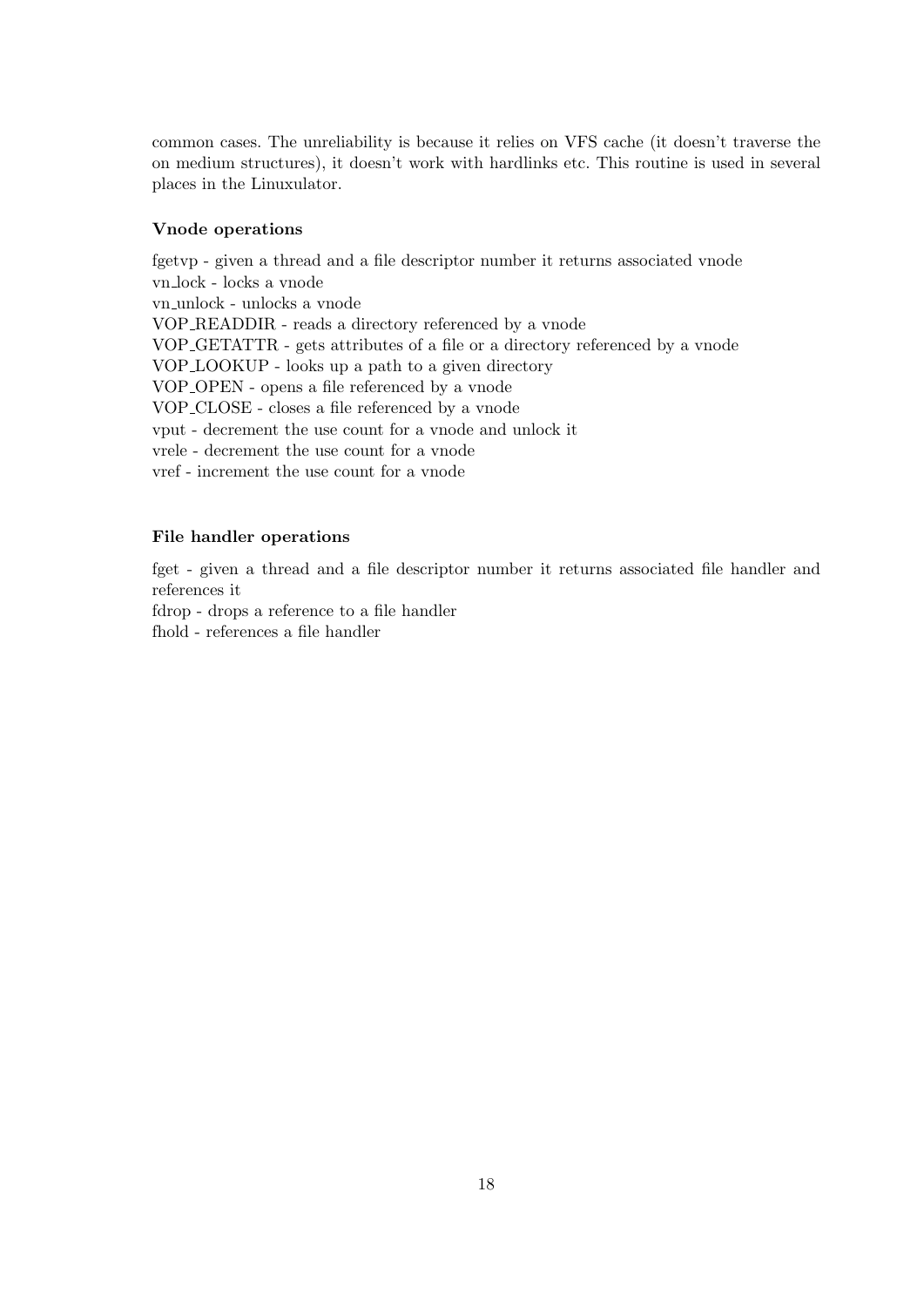common cases. The unreliability is because it relies on VFS cache (it doesn't traverse the on medium structures), it doesn't work with hardlinks etc. This routine is used in several places in the Linuxulator.

### Vnode operations

fgetvp - given a thread and a file descriptor number it returns associated vnode
vn_lock - locks a vnode
vn_unlock - unlocks a vnode
VOP_READDIR - reads a directory referenced by a vnode
VOP_GETATTR - gets attributes of a file or a directory referenced by a vnode
VOP_LOOKUP - looks up a path to a given directory
VOP_OPEN - opens a file referenced by a vnode
VOP_CLOSE - closes a file referenced by a vnode
vput - decrement the use count for a vnode and unlock it
vrele - decrement the use count for a vnode
vref - increment the use count for a vnode

### File handler operations

fget - given a thread and a file descriptor number it returns associated file handler and references it
fdrop - drops a reference to a file handler
fhold - references a file handler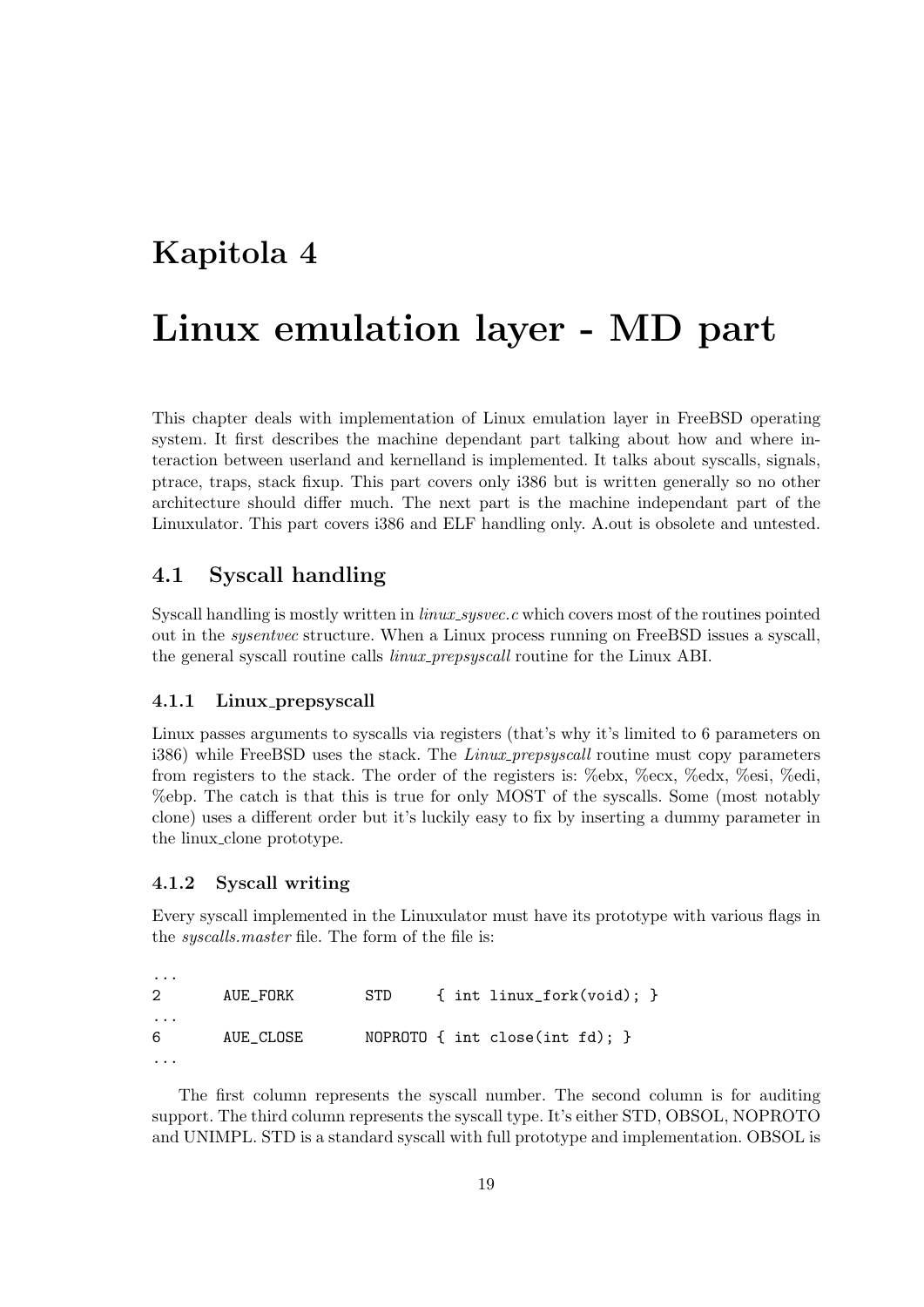# Kapitola 4

# Linux emulation layer - MD part

This chapter deals with implementation of Linux emulation layer in FreeBSD operating system. It first describes the machine dependant part talking about how and where interaction between userland and kernelland is implemented. It talks about syscalls, signals, ptrace, traps, stack fixup. This part covers only i386 but is written generally so no other architecture should differ much. The next part is the machine independant part of the Linuxulator. This part covers i386 and ELF handling only. A.out is obsolete and untested.

## 4.1 Syscall handling

Syscall handling is mostly written in *linux_sysvec.c* which covers most of the routines pointed out in the *sysentvec* structure. When a Linux process running on FreeBSD issues a syscall, the general syscall routine calls *linux_prepsyscall* routine for the Linux ABI.

### 4.1.1 Linux_prepsyscall

Linux passes arguments to syscalls via registers (that's why it's limited to 6 parameters on i386) while FreeBSD uses the stack. The *Linux_prepsyscall* routine must copy parameters from registers to the stack. The order of the registers is: %ebx, %ecx, %edx, %esi, %edi, %ebp. The catch is that this is true for only MOST of the syscalls. Some (most notably clone) uses a different order but it's luckily easy to fix by inserting a dummy parameter in the linux_clone prototype.

### 4.1.2 Syscall writing

Every syscall implemented in the Linuxulator must have its prototype with various flags in the *syscalls.master* file. The form of the file is:

```
...
2       AUE_FORK        STD     { int linux_fork(void); }
...
6       AUE_CLOSE       NOPROTO { int close(int fd); }
...
```

The first column represents the syscall number. The second column is for auditing support. The third column represents the syscall type. It's either STD, OBSOL, NOPROTO and UNIMPL. STD is a standard syscall with full prototype and implementation. OBSOL is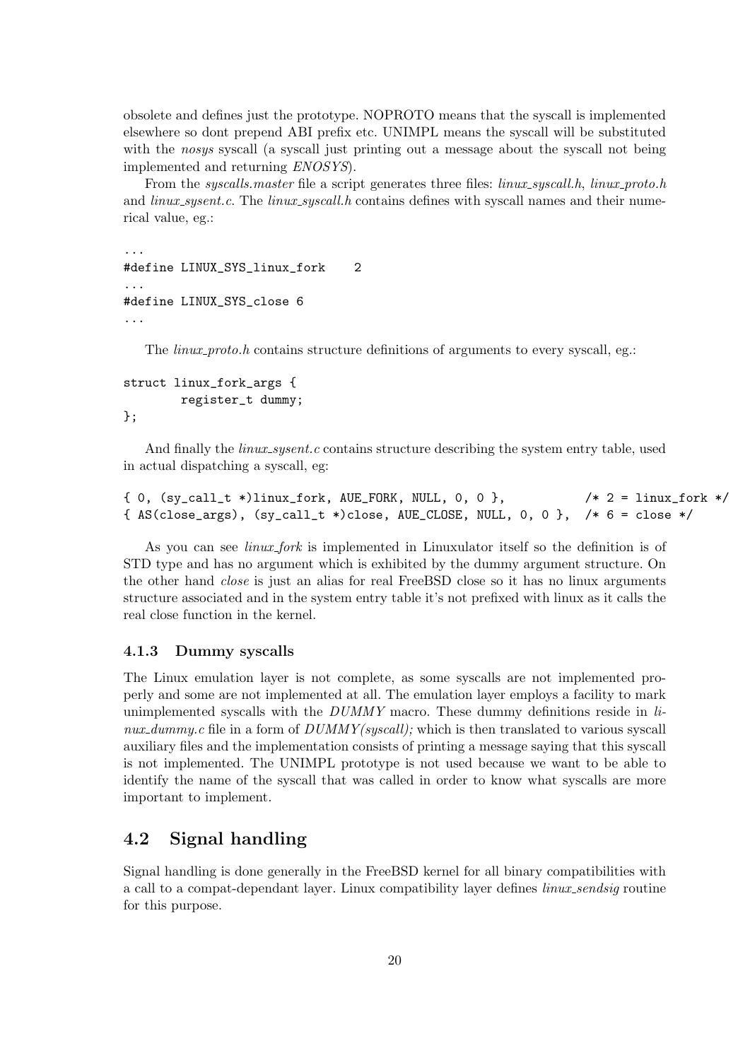obsolete and defines just the prototype. NOPROTO means that the syscall is implemented elsewhere so dont prepend ABI prefix etc. UNIMPL means the syscall will be substituted with the *nosys* syscall (a syscall just printing out a message about the syscall not being implemented and returning *ENOSYS*).

From the *syscalls.master* file a script generates three files: *linux_syscall.h*, *linux_proto.h* and *linux_sysent.c*. The *linux_syscall.h* contains defines with syscall names and their numerical value, eg.:

```
...
#define LINUX_SYS_linux_fork    2
...
#define LINUX_SYS_close 6
...
```

The *linux_proto.h* contains structure definitions of arguments to every syscall, eg.:

```
struct linux_fork_args {
        register_t dummy;
};
```

And finally the *linux_sysent.c* contains structure describing the system entry table, used in actual dispatching a syscall, eg:

```
{ 0, (sy_call_t *)linux_fork, AUE_FORK, NULL, 0, 0 },           /* 2 = linux_fork */
{ AS(close_args), (sy_call_t *)close, AUE_CLOSE, NULL, 0, 0 },  /* 6 = close */
```

As you can see *linux_fork* is implemented in Linuxulator itself so the definition is of STD type and has no argument which is exhibited by the dummy argument structure. On the other hand *close* is just an alias for real FreeBSD close so it has no linux arguments structure associated and in the system entry table it's not prefixed with linux as it calls the real close function in the kernel.

### 4.1.3 Dummy syscalls

The Linux emulation layer is not complete, as some syscalls are not implemented properly and some are not implemented at all. The emulation layer employs a facility to mark unimplemented syscalls with the *DUMMY* macro. These dummy definitions reside in *linux_dummy.c* file in a form of *DUMMY(syscall);* which is then translated to various syscall auxiliary files and the implementation consists of printing a message saying that this syscall is not implemented. The UNIMPL prototype is not used because we want to be able to identify the name of the syscall that was called in order to know what syscalls are more important to implement.

## 4.2 Signal handling

Signal handling is done generally in the FreeBSD kernel for all binary compatibilities with a call to a compat-dependant layer. Linux compatibility layer defines *linux_sendsig* routine for this purpose.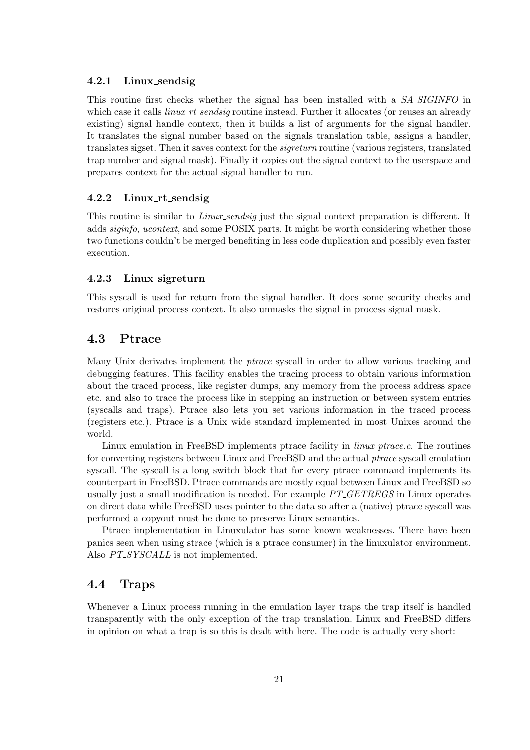### 4.2.1 Linux_sendsig

This routine first checks whether the signal has been installed with a *SA_SIGINFO* in which case it calls *linux_rt_sendsig* routine instead. Further it allocates (or reuses an already existing) signal handle context, then it builds a list of arguments for the signal handler. It translates the signal number based on the signals translation table, assigns a handler, translates sigset. Then it saves context for the *sigreturn* routine (various registers, translated trap number and signal mask). Finally it copies out the signal context to the userspace and prepares context for the actual signal handler to run.

### 4.2.2 Linux_rt_sendsig

This routine is similar to *Linux_sendsig* just the signal context preparation is different. It adds *siginfo*, *ucontext*, and some POSIX parts. It might be worth considering whether those two functions couldn't be merged benefiting in less code duplication and possibly even faster execution.

### 4.2.3 Linux_sigreturn

This syscall is used for return from the signal handler. It does some security checks and restores original process context. It also unmasks the signal in process signal mask.

## 4.3 Ptrace

Many Unix derivates implement the *ptrace* syscall in order to allow various tracking and debugging features. This facility enables the tracing process to obtain various information about the traced process, like register dumps, any memory from the process address space etc. and also to trace the process like in stepping an instruction or between system entries (syscalls and traps). Ptrace also lets you set various information in the traced process (registers etc.). Ptrace is a Unix wide standard implemented in most Unixes around the world.

Linux emulation in FreeBSD implements ptrace facility in *linux_ptrace.c*. The routines for converting registers between Linux and FreeBSD and the actual *ptrace* syscall emulation syscall. The syscall is a long switch block that for every ptrace command implements its counterpart in FreeBSD. Ptrace commands are mostly equal between Linux and FreeBSD so usually just a small modification is needed. For example *PT_GETREGS* in Linux operates on direct data while FreeBSD uses pointer to the data so after a (native) ptrace syscall was performed a copyout must be done to preserve Linux semantics.

Ptrace implementation in Linuxulator has some known weaknesses. There have been panics seen when using strace (which is a ptrace consumer) in the linuxulator environment. Also *PT_SYSCALL* is not implemented.

## 4.4 Traps

Whenever a Linux process running in the emulation layer traps the trap itself is handled transparently with the only exception of the trap translation. Linux and FreeBSD differs in opinion on what a trap is so this is dealt with here. The code is actually very short: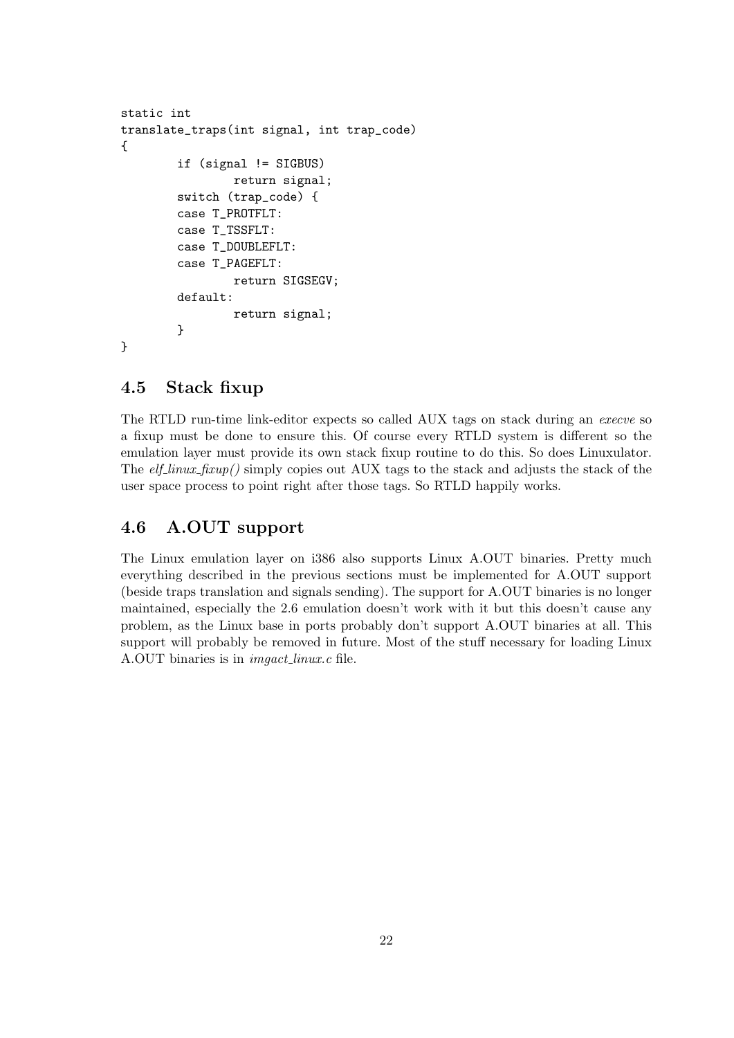```
static int
translate_traps(int signal, int trap_code)
{
        if (signal != SIGBUS)
                return signal;
        switch (trap_code) {
        case T_PROTFLT:
        case T_TSSFLT:
        case T_DOUBLEFLT:
        case T_PAGEFLT:
                return SIGSEGV;
        default:
                return signal;
        }
}
```

## 4.5 Stack fixup

The RTLD run-time link-editor expects so called AUX tags on stack during an *execve* so a fixup must be done to ensure this. Of course every RTLD system is different so the emulation layer must provide its own stack fixup routine to do this. So does Linuxulator. The *elf_linux_fixup()* simply copies out AUX tags to the stack and adjusts the stack of the user space process to point right after those tags. So RTLD happily works.

## 4.6 A.OUT support

The Linux emulation layer on i386 also supports Linux A.OUT binaries. Pretty much everything described in the previous sections must be implemented for A.OUT support (beside traps translation and signals sending). The support for A.OUT binaries is no longer maintained, especially the 2.6 emulation doesn't work with it but this doesn't cause any problem, as the Linux base in ports probably don't support A.OUT binaries at all. This support will probably be removed in future. Most of the stuff necessary for loading Linux A.OUT binaries is in *imgact_linux.c* file.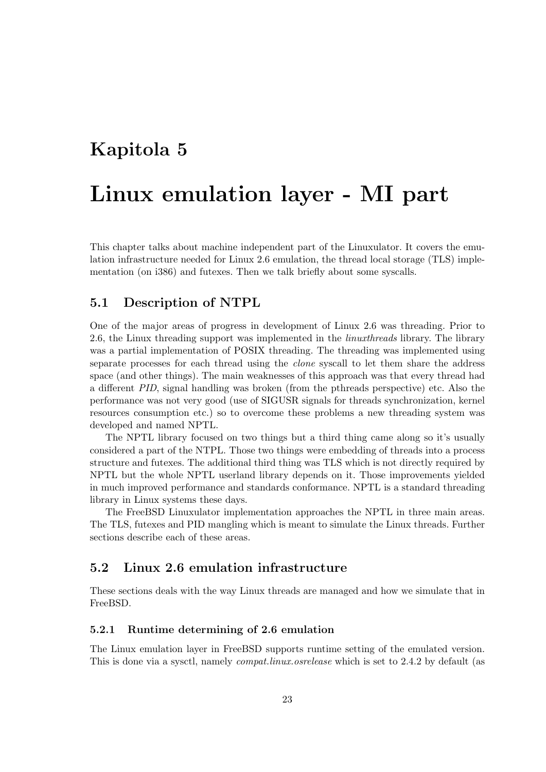# Kapitola 5

# Linux emulation layer - MI part

This chapter talks about machine independent part of the Linuxulator. It covers the emulation infrastructure needed for Linux 2.6 emulation, the thread local storage (TLS) implementation (on i386) and futexes. Then we talk briefly about some syscalls.

## 5.1 Description of NTPL

One of the major areas of progress in development of Linux 2.6 was threading. Prior to 2.6, the Linux threading support was implemented in the *linuxthreads* library. The library was a partial implementation of POSIX threading. The threading was implemented using separate processes for each thread using the *clone* syscall to let them share the address space (and other things). The main weaknesses of this approach was that every thread had a different *PID*, signal handling was broken (from the pthreads perspective) etc. Also the performance was not very good (use of SIGUSR signals for threads synchronization, kernel resources consumption etc.) so to overcome these problems a new threading system was developed and named NPTL.

The NPTL library focused on two things but a third thing came along so it's usually considered a part of the NTPL. Those two things were embedding of threads into a process structure and futexes. The additional third thing was TLS which is not directly required by NPTL but the whole NPTL userland library depends on it. Those improvements yielded in much improved performance and standards conformance. NPTL is a standard threading library in Linux systems these days.

The FreeBSD Linuxulator implementation approaches the NPTL in three main areas. The TLS, futexes and PID mangling which is meant to simulate the Linux threads. Further sections describe each of these areas.

## 5.2 Linux 2.6 emulation infrastructure

These sections deals with the way Linux threads are managed and how we simulate that in FreeBSD.

### 5.2.1 Runtime determining of 2.6 emulation

The Linux emulation layer in FreeBSD supports runtime setting of the emulated version. This is done via a sysctl, namely *compat.linux.osrelease* which is set to 2.4.2 by default (as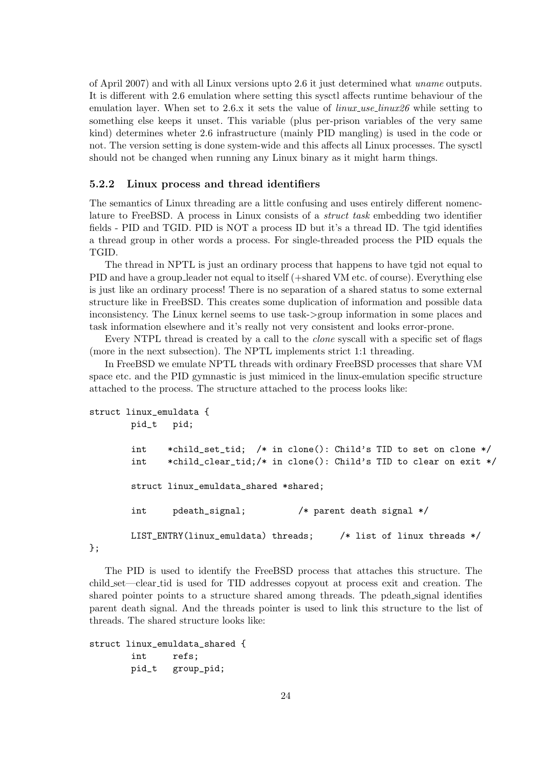of April 2007) and with all Linux versions upto 2.6 it just determined what *uname* outputs. It is different with 2.6 emulation where setting this sysctl affects runtime behaviour of the emulation layer. When set to 2.6.x it sets the value of *linux_use_linux26* while setting to something else keeps it unset. This variable (plus per-prison variables of the very same kind) determines wheter 2.6 infrastructure (mainly PID mangling) is used in the code or not. The version setting is done system-wide and this affects all Linux processes. The sysctl should not be changed when running any Linux binary as it might harm things.

### 5.2.2 Linux process and thread identifiers

The semantics of Linux threading are a little confusing and uses entirely different nomenclature to FreeBSD. A process in Linux consists of a *struct task* embedding two identifier fields - PID and TGID. PID is NOT a process ID but it's a thread ID. The tgid identifies a thread group in other words a process. For single-threaded process the PID equals the TGID.

The thread in NPTL is just an ordinary process that happens to have tgid not equal to PID and have a group_leader not equal to itself (+shared VM etc. of course). Everything else is just like an ordinary process! There is no separation of a shared status to some external structure like in FreeBSD. This creates some duplication of information and possible data inconsistency. The Linux kernel seems to use task->group information in some places and task information elsewhere and it's really not very consistent and looks error-prone.

Every NTPL thread is created by a call to the *clone* syscall with a specific set of flags (more in the next subsection). The NPTL implements strict 1:1 threading.

In FreeBSD we emulate NPTL threads with ordinary FreeBSD processes that share VM space etc. and the PID gymnastic is just mimiced in the linux-emulation specific structure attached to the process. The structure attached to the process looks like:

```
struct linux_emuldata {
        pid_t   pid;

        int    *child_set_tid;  /* in clone(): Child's TID to set on clone */
        int    *child_clear_tid;/* in clone(): Child's TID to clear on exit */

        struct linux_emuldata_shared *shared;

        int     pdeath_signal;          /* parent death signal */

        LIST_ENTRY(linux_emuldata) threads;     /* list of linux threads */
};
```

The PID is used to identify the FreeBSD process that attaches this structure. The child_set—clear_tid is used for TID addresses copyout at process exit and creation. The shared pointer points to a structure shared among threads. The pdeath_signal identifies parent death signal. And the threads pointer is used to link this structure to the list of threads. The shared structure looks like:

```
struct linux_emuldata_shared {
        int     refs;
        pid_t   group_pid;
```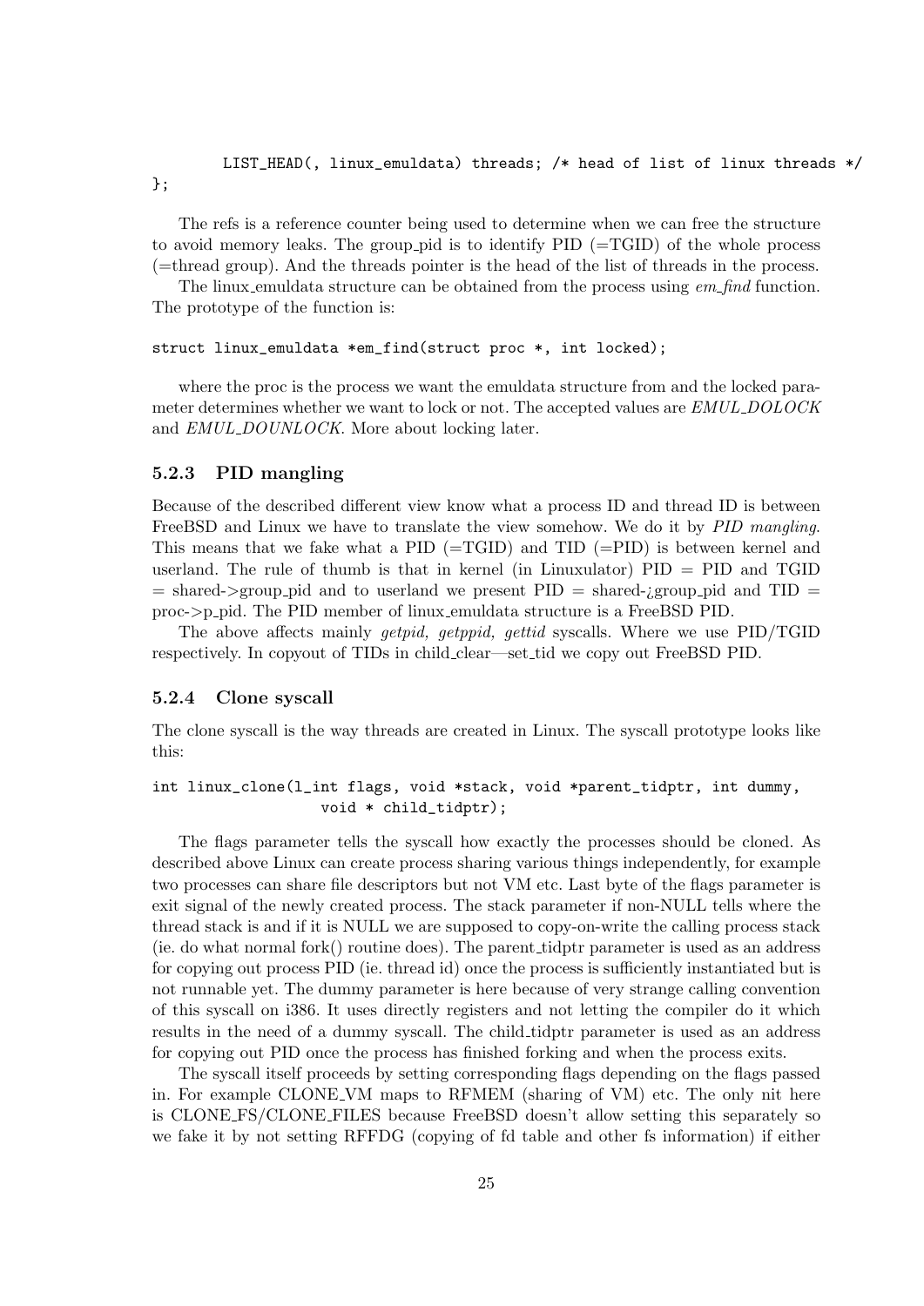```
        LIST_HEAD(, linux_emuldata) threads; /* head of list of linux threads */
};
```

The refs is a reference counter being used to determine when we can free the structure to avoid memory leaks. The group_pid is to identify PID (=TGID) of the whole process (=thread group). And the threads pointer is the head of the list of threads in the process.

The linux_emuldata structure can be obtained from the process using *em_find* function. The prototype of the function is:

```
struct linux_emuldata *em_find(struct proc *, int locked);
```

where the proc is the process we want the emuldata structure from and the locked parameter determines whether we want to lock or not. The accepted values are *EMUL_DOLOCK* and *EMUL_DOUNLOCK*. More about locking later.

### 5.2.3 PID mangling

Because of the described different view know what a process ID and thread ID is between FreeBSD and Linux we have to translate the view somehow. We do it by *PID mangling*. This means that we fake what a PID (=TGID) and TID (=PID) is between kernel and userland. The rule of thumb is that in kernel (in Linuxulator) PID = PID and TGID = shared->group_pid and to userland we present PID = shared-¿group_pid and TID = proc->p_pid. The PID member of linux_emuldata structure is a FreeBSD PID.

The above affects mainly *getpid, getppid, gettid* syscalls. Where we use PID/TGID respectively. In copyout of TIDs in child_clear—set_tid we copy out FreeBSD PID.

### 5.2.4 Clone syscall

The clone syscall is the way threads are created in Linux. The syscall prototype looks like this:

```
int linux_clone(l_int flags, void *stack, void *parent_tidptr, int dummy,
                void * child_tidptr);
```

The flags parameter tells the syscall how exactly the processes should be cloned. As described above Linux can create process sharing various things independently, for example two processes can share file descriptors but not VM etc. Last byte of the flags parameter is exit signal of the newly created process. The stack parameter if non-NULL tells where the thread stack is and if it is NULL we are supposed to copy-on-write the calling process stack (ie. do what normal fork() routine does). The parent_tidptr parameter is used as an address for copying out process PID (ie. thread id) once the process is sufficiently instantiated but is not runnable yet. The dummy parameter is here because of very strange calling convention of this syscall on i386. It uses directly registers and not letting the compiler do it which results in the need of a dummy syscall. The child_tidptr parameter is used as an address for copying out PID once the process has finished forking and when the process exits.

The syscall itself proceeds by setting corresponding flags depending on the flags passed in. For example CLONE_VM maps to RFMEM (sharing of VM) etc. The only nit here is CLONE_FS/CLONE_FILES because FreeBSD doesn't allow setting this separately so we fake it by not setting RFFDG (copying of fd table and other fs information) if either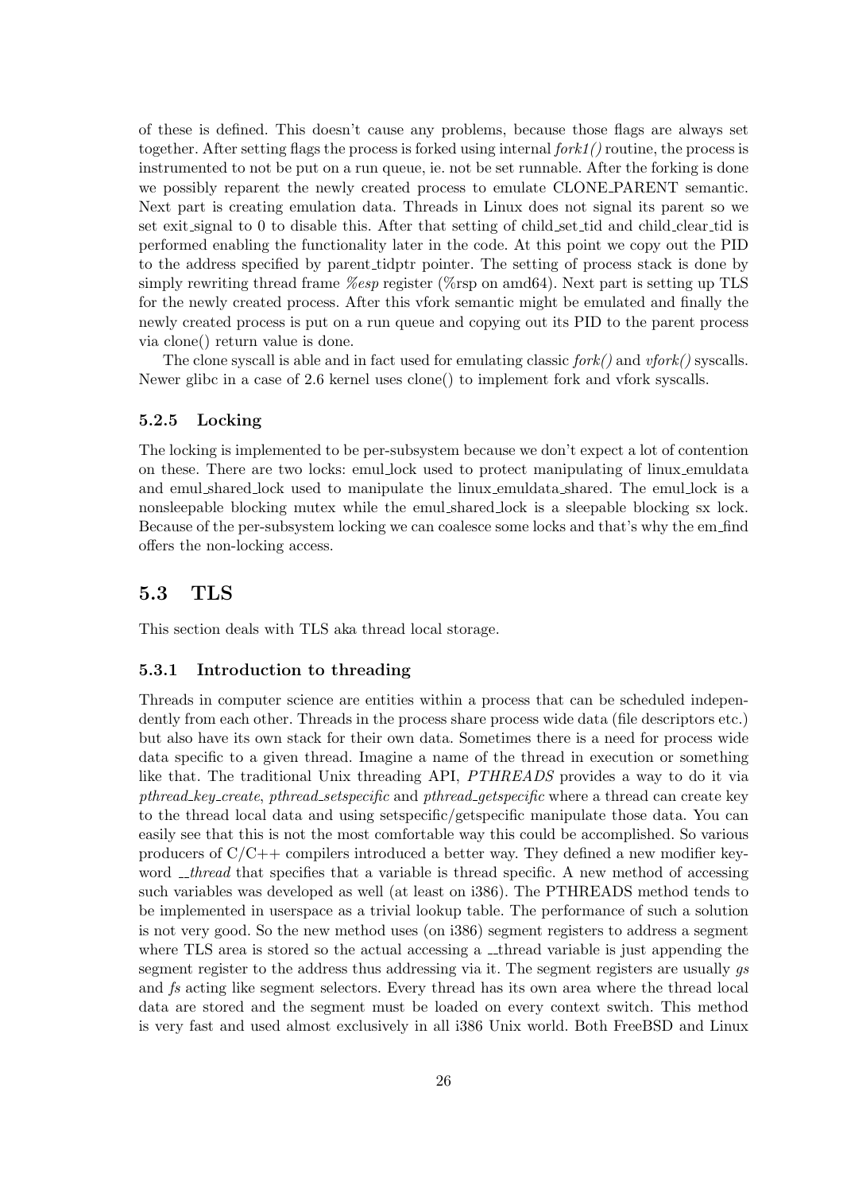of these is defined. This doesn't cause any problems, because those flags are always set together. After setting flags the process is forked using internal *fork1()* routine, the process is instrumented to not be put on a run queue, ie. not be set runnable. After the forking is done we possibly reparent the newly created process to emulate CLONE_PARENT semantic. Next part is creating emulation data. Threads in Linux does not signal its parent so we set exit_signal to 0 to disable this. After that setting of child_set_tid and child_clear_tid is performed enabling the functionality later in the code. At this point we copy out the PID to the address specified by parent_tidptr pointer. The setting of process stack is done by simply rewriting thread frame *%esp* register (%rsp on amd64). Next part is setting up TLS for the newly created process. After this vfork semantic might be emulated and finally the newly created process is put on a run queue and copying out its PID to the parent process via clone() return value is done.

The clone syscall is able and in fact used for emulating classic *fork()* and *vfork()* syscalls. Newer glibc in a case of 2.6 kernel uses clone() to implement fork and vfork syscalls.

### 5.2.5 Locking

The locking is implemented to be per-subsystem because we don't expect a lot of contention on these. There are two locks: emul_lock used to protect manipulating of linux_emuldata and emul_shared_lock used to manipulate the linux_emuldata_shared. The emul_lock is a nonsleepable blocking mutex while the emul_shared_lock is a sleepable blocking sx lock. Because of the per-subsystem locking we can coalesce some locks and that's why the em_find offers the non-locking access.

## 5.3 TLS

This section deals with TLS aka thread local storage.

### 5.3.1 Introduction to threading

Threads in computer science are entities within a process that can be scheduled independently from each other. Threads in the process share process wide data (file descriptors etc.) but also have its own stack for their own data. Sometimes there is a need for process wide data specific to a given thread. Imagine a name of the thread in execution or something like that. The traditional Unix threading API, *PTHREADS* provides a way to do it via *pthread_key_create*, *pthread_setspecific* and *pthread_getspecific* where a thread can create key to the thread local data and using setspecific/getspecific manipulate those data. You can easily see that this is not the most comfortable way this could be accomplished. So various producers of C/C++ compilers introduced a better way. They defined a new modifier keyword *__thread* that specifies that a variable is thread specific. A new method of accessing such variables was developed as well (at least on i386). The PTHREADS method tends to be implemented in userspace as a trivial lookup table. The performance of such a solution is not very good. So the new method uses (on i386) segment registers to address a segment where TLS area is stored so the actual accessing a __thread variable is just appending the segment register to the address thus addressing via it. The segment registers are usually *gs* and *fs* acting like segment selectors. Every thread has its own area where the thread local data are stored and the segment must be loaded on every context switch. This method is very fast and used almost exclusively in all i386 Unix world. Both FreeBSD and Linux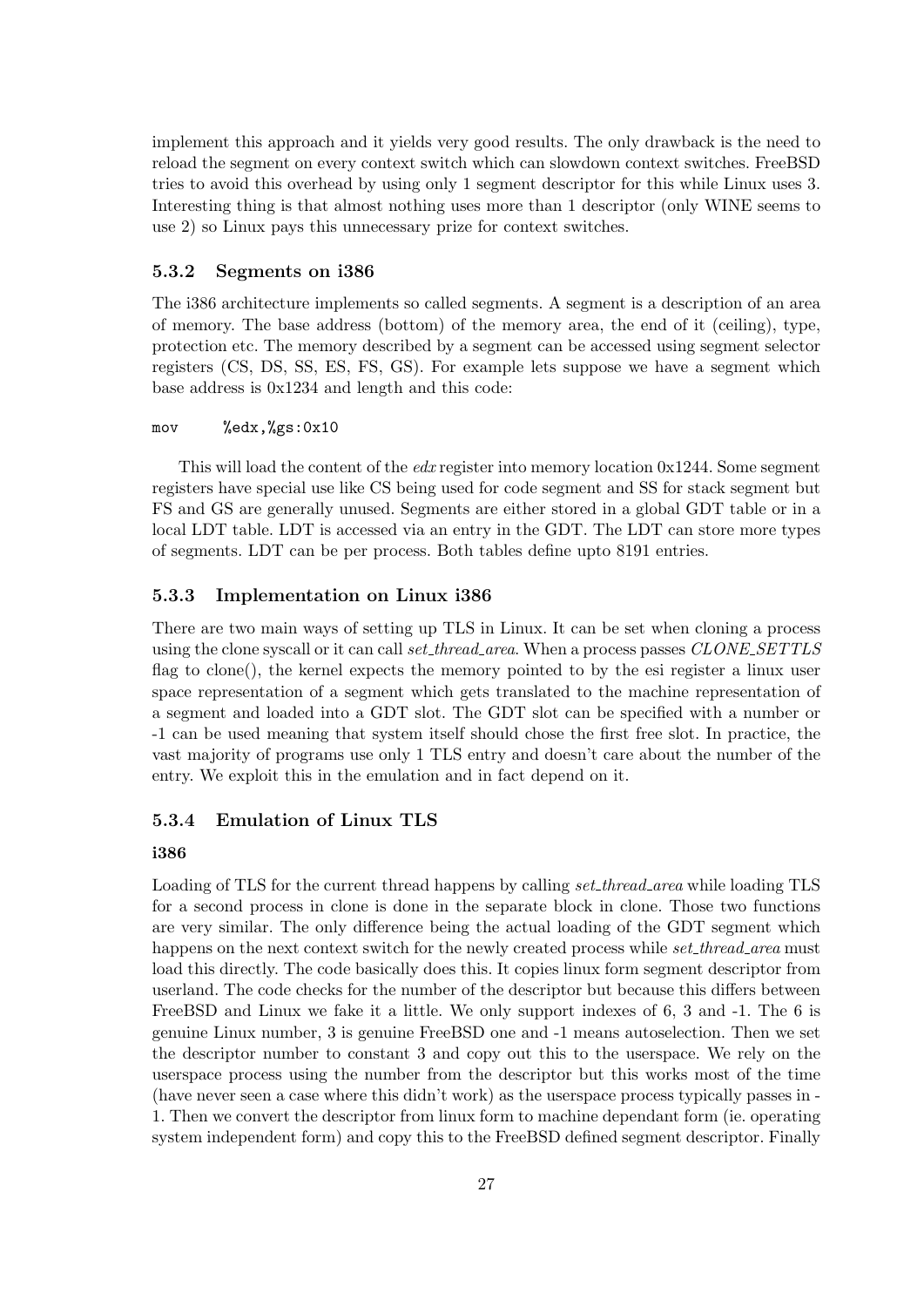implement this approach and it yields very good results. The only drawback is the need to reload the segment on every context switch which can slowdown context switches. FreeBSD tries to avoid this overhead by using only 1 segment descriptor for this while Linux uses 3. Interesting thing is that almost nothing uses more than 1 descriptor (only WINE seems to use 2) so Linux pays this unnecessary prize for context switches.

### 5.3.2 Segments on i386

The i386 architecture implements so called segments. A segment is a description of an area of memory. The base address (bottom) of the memory area, the end of it (ceiling), type, protection etc. The memory described by a segment can be accessed using segment selector registers (CS, DS, SS, ES, FS, GS). For example lets suppose we have a segment which base address is 0x1234 and length and this code:

```
mov     %edx,%gs:0x10
```

This will load the content of the *edx* register into memory location 0x1244. Some segment registers have special use like CS being used for code segment and SS for stack segment but FS and GS are generally unused. Segments are either stored in a global GDT table or in a local LDT table. LDT is accessed via an entry in the GDT. The LDT can store more types of segments. LDT can be per process. Both tables define upto 8191 entries.

### 5.3.3 Implementation on Linux i386

There are two main ways of setting up TLS in Linux. It can be set when cloning a process using the clone syscall or it can call *set_thread_area*. When a process passes *CLONE_SETTLS* flag to clone(), the kernel expects the memory pointed to by the esi register a linux user space representation of a segment which gets translated to the machine representation of a segment and loaded into a GDT slot. The GDT slot can be specified with a number or -1 can be used meaning that system itself should chose the first free slot. In practice, the vast majority of programs use only 1 TLS entry and doesn't care about the number of the entry. We exploit this in the emulation and in fact depend on it.

### 5.3.4 Emulation of Linux TLS

#### i386

Loading of TLS for the current thread happens by calling *set_thread_area* while loading TLS for a second process in clone is done in the separate block in clone. Those two functions are very similar. The only difference being the actual loading of the GDT segment which happens on the next context switch for the newly created process while *set_thread_area* must load this directly. The code basically does this. It copies linux form segment descriptor from userland. The code checks for the number of the descriptor but because this differs between FreeBSD and Linux we fake it a little. We only support indexes of 6, 3 and -1. The 6 is genuine Linux number, 3 is genuine FreeBSD one and -1 means autoselection. Then we set the descriptor number to constant 3 and copy out this to the userspace. We rely on the userspace process using the number from the descriptor but this works most of the time (have never seen a case where this didn't work) as the userspace process typically passes in -1. Then we convert the descriptor from linux form to machine dependant form (ie. operating system independent form) and copy this to the FreeBSD defined segment descriptor. Finally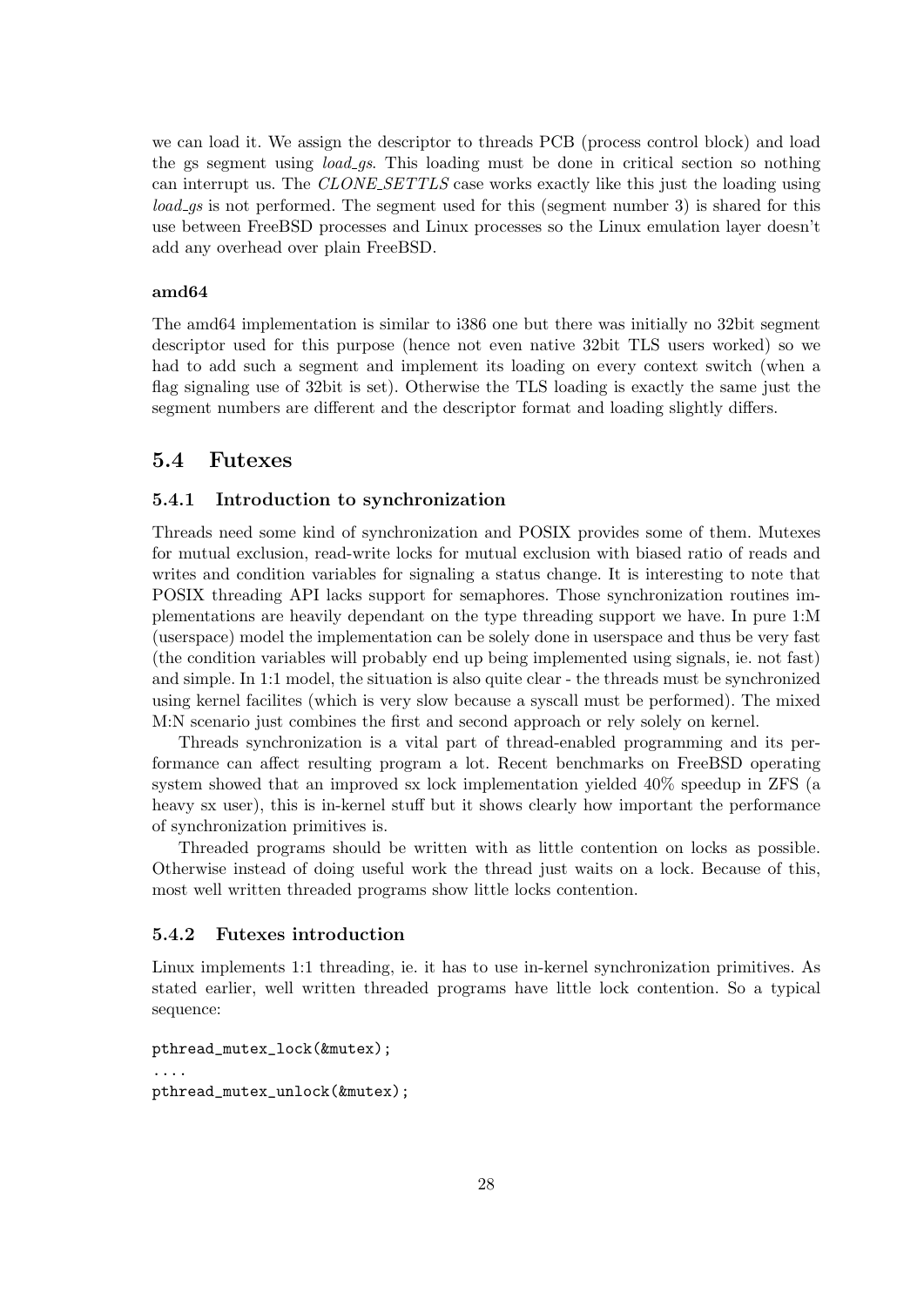we can load it. We assign the descriptor to threads PCB (process control block) and load the gs segment using *load_gs*. This loading must be done in critical section so nothing can interrupt us. The *CLONE_SETTLS* case works exactly like this just the loading using *load_gs* is not performed. The segment used for this (segment number 3) is shared for this use between FreeBSD processes and Linux processes so the Linux emulation layer doesn't add any overhead over plain FreeBSD.

#### amd64

The amd64 implementation is similar to i386 one but there was initially no 32bit segment descriptor used for this purpose (hence not even native 32bit TLS users worked) so we had to add such a segment and implement its loading on every context switch (when a flag signaling use of 32bit is set). Otherwise the TLS loading is exactly the same just the segment numbers are different and the descriptor format and loading slightly differs.

## 5.4 Futexes

### 5.4.1 Introduction to synchronization

Threads need some kind of synchronization and POSIX provides some of them. Mutexes for mutual exclusion, read-write locks for mutual exclusion with biased ratio of reads and writes and condition variables for signaling a status change. It is interesting to note that POSIX threading API lacks support for semaphores. Those synchronization routines implementations are heavily dependant on the type threading support we have. In pure 1:M (userspace) model the implementation can be solely done in userspace and thus be very fast (the condition variables will probably end up being implemented using signals, ie. not fast) and simple. In 1:1 model, the situation is also quite clear - the threads must be synchronized using kernel facilites (which is very slow because a syscall must be performed). The mixed M:N scenario just combines the first and second approach or rely solely on kernel.

Threads synchronization is a vital part of thread-enabled programming and its performance can affect resulting program a lot. Recent benchmarks on FreeBSD operating system showed that an improved sx lock implementation yielded 40% speedup in ZFS (a heavy sx user), this is in-kernel stuff but it shows clearly how important the performance of synchronization primitives is.

Threaded programs should be written with as little contention on locks as possible. Otherwise instead of doing useful work the thread just waits on a lock. Because of this, most well written threaded programs show little locks contention.

### 5.4.2 Futexes introduction

Linux implements 1:1 threading, ie. it has to use in-kernel synchronization primitives. As stated earlier, well written threaded programs have little lock contention. So a typical sequence:

```
pthread_mutex_lock(&mutex);
....
pthread_mutex_unlock(&mutex);
```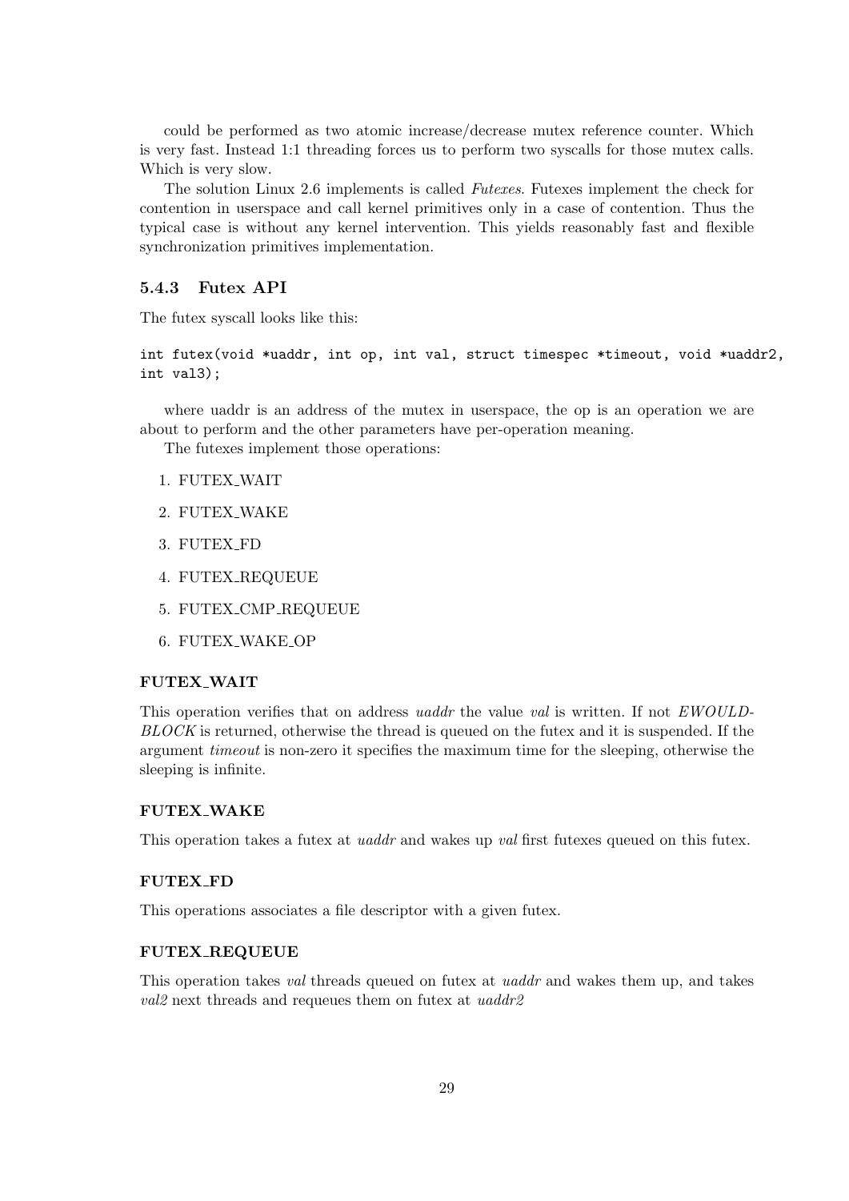could be performed as two atomic increase/decrease mutex reference counter. Which is very fast. Instead 1:1 threading forces us to perform two syscalls for those mutex calls. Which is very slow.

The solution Linux 2.6 implements is called *Futexes*. Futexes implement the check for contention in userspace and call kernel primitives only in a case of contention. Thus the typical case is without any kernel intervention. This yields reasonably fast and flexible synchronization primitives implementation.

### 5.4.3 Futex API

The futex syscall looks like this:

```
int futex(void *uaddr, int op, int val, struct timespec *timeout, void *uaddr2,
int val3);
```

where uaddr is an address of the mutex in userspace, the op is an operation we are about to perform and the other parameters have per-operation meaning.

The futexes implement those operations:

1. FUTEX_WAIT
2. FUTEX_WAKE
3. FUTEX_FD
4. FUTEX_REQUEUE
5. FUTEX_CMP_REQUEUE
6. FUTEX_WAKE_OP

#### FUTEX_WAIT

This operation verifies that on address *uaddr* the value *val* is written. If not *EWOULDBLOCK* is returned, otherwise the thread is queued on the futex and it is suspended. If the argument *timeout* is non-zero it specifies the maximum time for the sleeping, otherwise the sleeping is infinite.

#### FUTEX_WAKE

This operation takes a futex at *uaddr* and wakes up *val* first futexes queued on this futex.

#### FUTEX_FD

This operations associates a file descriptor with a given futex.

#### FUTEX_REQUEUE

This operation takes *val* threads queued on futex at *uaddr* and wakes them up, and takes *val2* next threads and requeues them on futex at *uaddr2*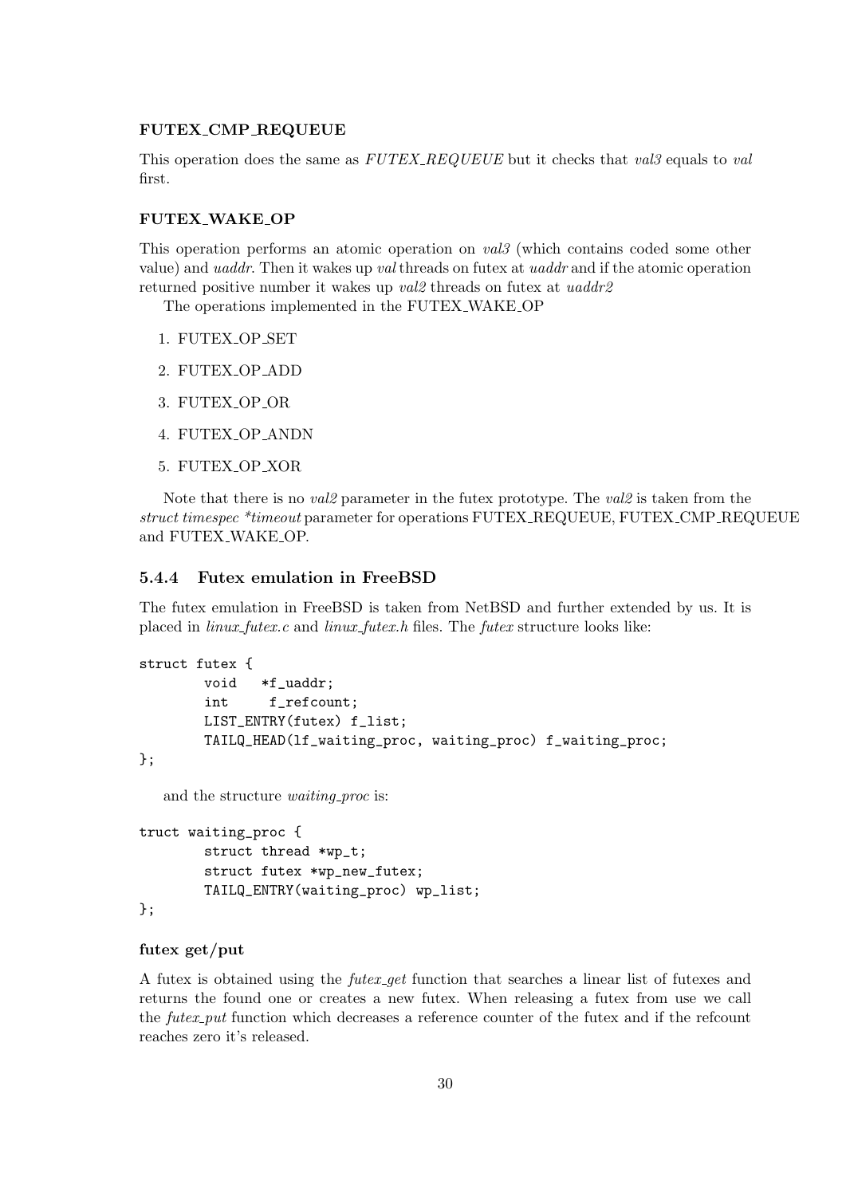#### FUTEX_CMP_REQUEUE

This operation does the same as *FUTEX_REQUEUE* but it checks that *val3* equals to *val* first.

#### FUTEX_WAKE_OP

This operation performs an atomic operation on *val3* (which contains coded some other value) and *uaddr*. Then it wakes up *val* threads on futex at *uaddr* and if the atomic operation returned positive number it wakes up *val2* threads on futex at *uaddr2*

The operations implemented in the FUTEX_WAKE_OP

1. FUTEX_OP_SET
2. FUTEX_OP_ADD
3. FUTEX_OP_OR
4. FUTEX_OP_ANDN
5. FUTEX_OP_XOR

Note that there is no *val2* parameter in the futex prototype. The *val2* is taken from the *struct timespec *timeout* parameter for operations FUTEX_REQUEUE, FUTEX_CMP_REQUEUE and FUTEX_WAKE_OP.

### 5.4.4 Futex emulation in FreeBSD

The futex emulation in FreeBSD is taken from NetBSD and further extended by us. It is placed in *linux_futex.c* and *linux_futex.h* files. The *futex* structure looks like:

```
struct futex {
        void   *f_uaddr;
        int     f_refcount;
        LIST_ENTRY(futex) f_list;
        TAILQ_HEAD(lf_waiting_proc, waiting_proc) f_waiting_proc;
};
```

and the structure *waiting_proc* is:

```
truct waiting_proc {
        struct thread *wp_t;
        struct futex *wp_new_futex;
        TAILQ_ENTRY(waiting_proc) wp_list;
};
```

#### futex get/put

A futex is obtained using the *futex_get* function that searches a linear list of futexes and returns the found one or creates a new futex. When releasing a futex from use we call the *futex_put* function which decreases a reference counter of the futex and if the refcount reaches zero it's released.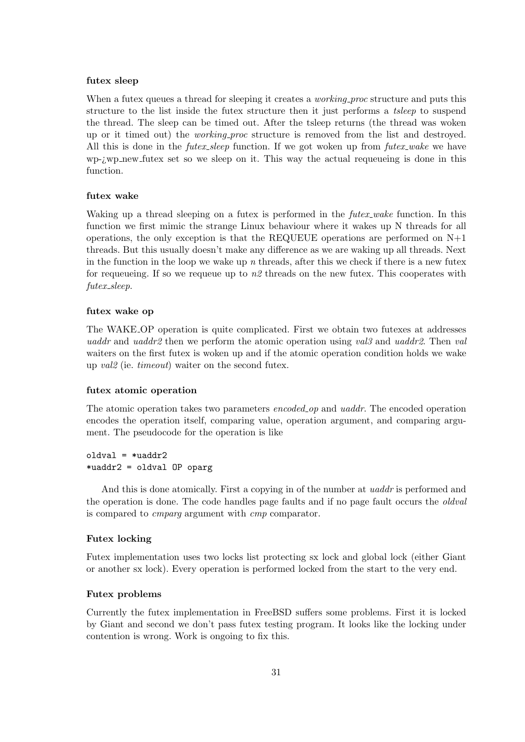#### futex sleep

When a futex queues a thread for sleeping it creates a *working_proc* structure and puts this structure to the list inside the futex structure then it just performs a *tsleep* to suspend the thread. The sleep can be timed out. After the tsleep returns (the thread was woken up or it timed out) the *working_proc* structure is removed from the list and destroyed. All this is done in the *futex_sleep* function. If we got woken up from *futex_wake* we have wp-¿wp_new_futex set so we sleep on it. This way the actual requeueing is done in this function.

#### futex wake

Waking up a thread sleeping on a futex is performed in the *futex_wake* function. In this function we first mimic the strange Linux behaviour where it wakes up N threads for all operations, the only exception is that the REQUEUE operations are performed on N+1 threads. But this usually doesn't make any difference as we are waking up all threads. Next in the function in the loop we wake up *n* threads, after this we check if there is a new futex for requeueing. If so we requeue up to *n2* threads on the new futex. This cooperates with *futex_sleep*.

#### futex wake op

The WAKE_OP operation is quite complicated. First we obtain two futexes at addresses *uaddr* and *uaddr2* then we perform the atomic operation using *val3* and *uaddr2*. Then *val* waiters on the first futex is woken up and if the atomic operation condition holds we wake up *val2* (ie. *timeout*) waiter on the second futex.

#### futex atomic operation

The atomic operation takes two parameters *encoded_op* and *uaddr*. The encoded operation encodes the operation itself, comparing value, operation argument, and comparing argument. The pseudocode for the operation is like

```
oldval = *uaddr2
*uaddr2 = oldval OP oparg
```

And this is done atomically. First a copying in of the number at *uaddr* is performed and the operation is done. The code handles page faults and if no page fault occurs the *oldval* is compared to *cmparg* argument with *cmp* comparator.

#### Futex locking

Futex implementation uses two locks list protecting sx lock and global lock (either Giant or another sx lock). Every operation is performed locked from the start to the very end.

#### Futex problems

Currently the futex implementation in FreeBSD suffers some problems. First it is locked by Giant and second we don't pass futex testing program. It looks like the locking under contention is wrong. Work is ongoing to fix this.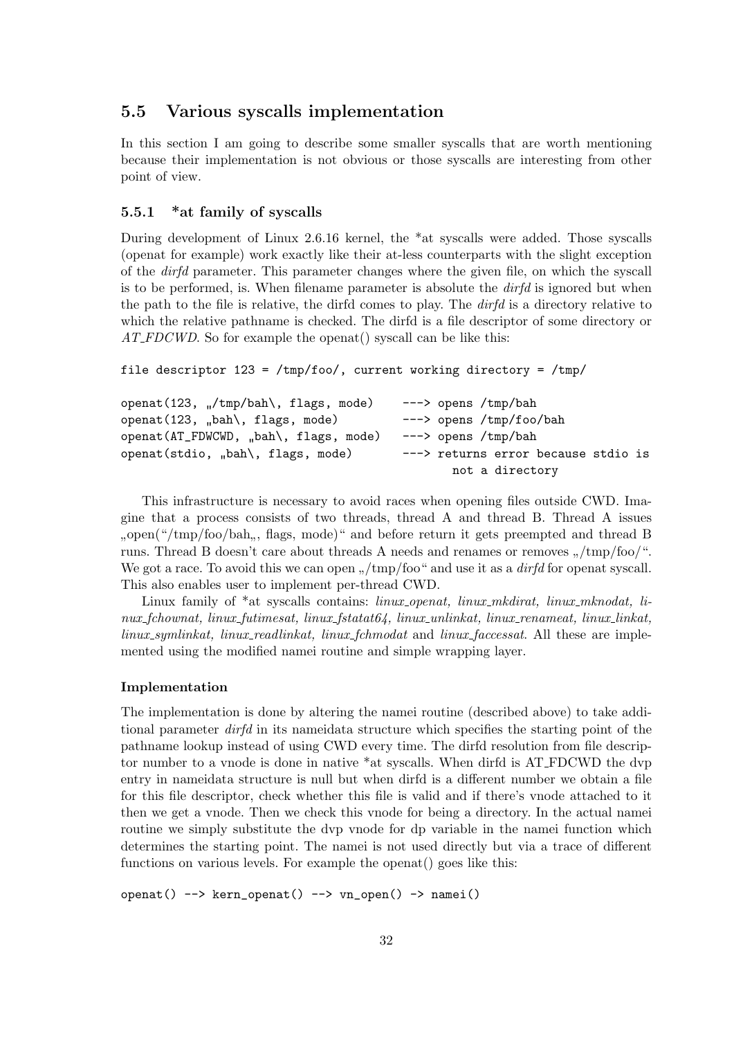## 5.5 Various syscalls implementation

In this section I am going to describe some smaller syscalls that are worth mentioning because their implementation is not obvious or those syscalls are interesting from other point of view.

### 5.5.1 *at family of syscalls

During development of Linux 2.6.16 kernel, the *at syscalls were added. Those syscalls (openat for example) work exactly like their at-less counterparts with the slight exception of the *dirfd* parameter. This parameter changes where the given file, on which the syscall is to be performed, is. When filename parameter is absolute the *dirfd* is ignored but when the path to the file is relative, the dirfd comes to play. The *dirfd* is a directory relative to which the relative pathname is checked. The dirfd is a file descriptor of some directory or *AT_FDCWD*. So for example the openat() syscall can be like this:

```
file descriptor 123 = /tmp/foo/, current working directory = /tmp/

openat(123, „/tmp/bah\, flags, mode)    ---> opens /tmp/bah
openat(123, „bah\, flags, mode)         ---> opens /tmp/foo/bah
openat(AT_FDWCWD, „bah\, flags, mode)   ---> opens /tmp/bah
openat(stdio, „bah\, flags, mode)       ---> returns error because stdio is
                                               not a directory
```

This infrastructure is necessary to avoid races when opening files outside CWD. Imagine that a process consists of two threads, thread A and thread B. Thread A issues „open("/tmp/foo/bah„, flags, mode)" and before return it gets preempted and thread B runs. Thread B doesn't care about threads A needs and renames or removes „/tmp/foo/". We got a race. To avoid this we can open „/tmp/foo" and use it as a *dirfd* for openat syscall. This also enables user to implement per-thread CWD.

Linux family of *at syscalls contains: *linux_openat, linux_mkdirat, linux_mknodat, linux_fchownat, linux_futimesat, linux_fstatat64, linux_unlinkat, linux_renameat, linux_linkat, linux_symlinkat, linux_readlinkat, linux_fchmodat* and *linux_faccessat*. All these are implemented using the modified namei routine and simple wrapping layer.

#### Implementation

The implementation is done by altering the namei routine (described above) to take additional parameter *dirfd* in its nameidata structure which specifies the starting point of the pathname lookup instead of using CWD every time. The dirfd resolution from file descriptor number to a vnode is done in native *at syscalls. When dirfd is AT_FDCWD the dvp entry in nameidata structure is null but when dirfd is a different number we obtain a file for this file descriptor, check whether this file is valid and if there's vnode attached to it then we get a vnode. Then we check this vnode for being a directory. In the actual namei routine we simply substitute the dvp vnode for dp variable in the namei function which determines the starting point. The namei is not used directly but via a trace of different functions on various levels. For example the openat() goes like this:

```
openat() --> kern_openat() --> vn_open() -> namei()
```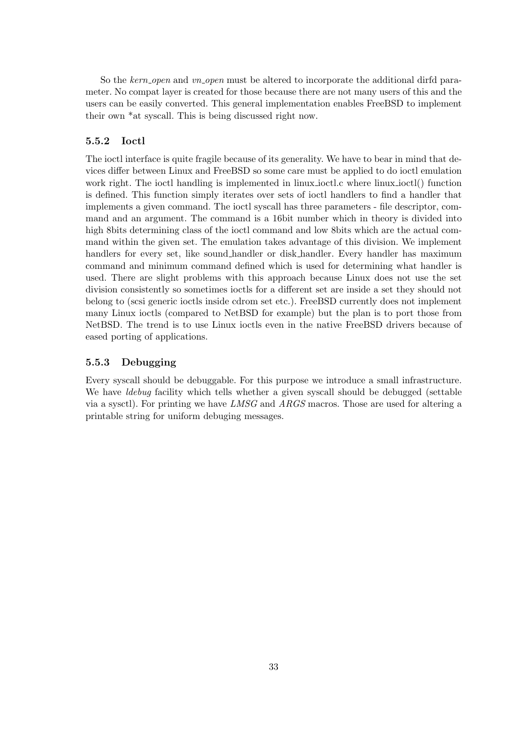So the *kern_open* and *vn_open* must be altered to incorporate the additional dirfd parameter. No compat layer is created for those because there are not many users of this and the users can be easily converted. This general implementation enables FreeBSD to implement their own *at syscall. This is being discussed right now.

### 5.5.2 Ioctl

The ioctl interface is quite fragile because of its generality. We have to bear in mind that devices differ between Linux and FreeBSD so some care must be applied to do ioctl emulation work right. The ioctl handling is implemented in linux_ioctl.c where linux_ioctl() function is defined. This function simply iterates over sets of ioctl handlers to find a handler that implements a given command. The ioctl syscall has three parameters - file descriptor, command and an argument. The command is a 16bit number which in theory is divided into high 8bits determining class of the ioctl command and low 8bits which are the actual command within the given set. The emulation takes advantage of this division. We implement handlers for every set, like sound_handler or disk_handler. Every handler has maximum command and minimum command defined which is used for determining what handler is used. There are slight problems with this approach because Linux does not use the set division consistently so sometimes ioctls for a different set are inside a set they should not belong to (scsi generic ioctls inside cdrom set etc.). FreeBSD currently does not implement many Linux ioctls (compared to NetBSD for example) but the plan is to port those from NetBSD. The trend is to use Linux ioctls even in the native FreeBSD drivers because of eased porting of applications.

### 5.5.3 Debugging

Every syscall should be debuggable. For this purpose we introduce a small infrastructure. We have *ldebug* facility which tells whether a given syscall should be debugged (settable via a sysctl). For printing we have *LMSG* and *ARGS* macros. Those are used for altering a printable string for uniform debuging messages.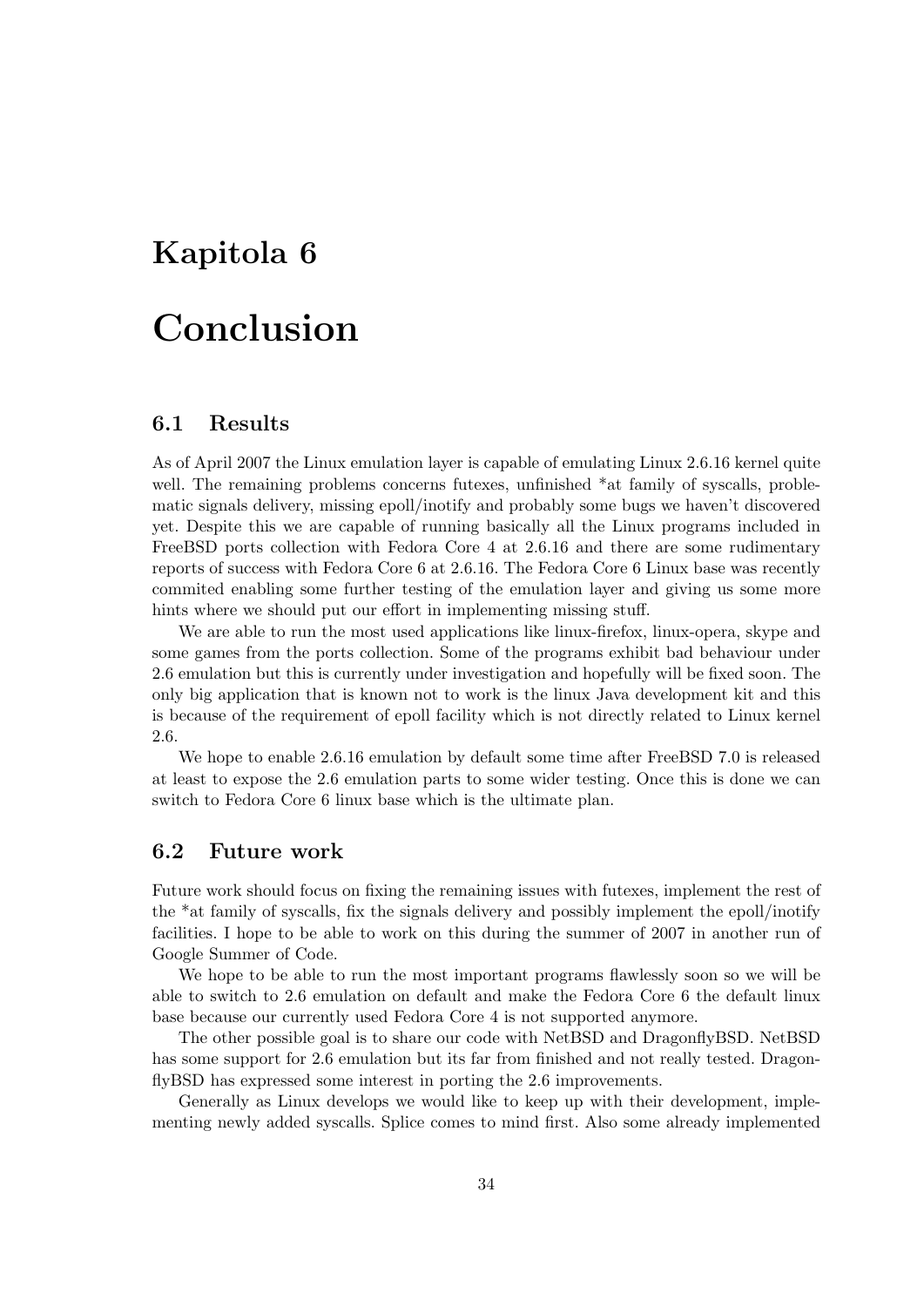# Kapitola 6

# Conclusion

## 6.1 Results

As of April 2007 the Linux emulation layer is capable of emulating Linux 2.6.16 kernel quite well. The remaining problems concerns futexes, unfinished *at family of syscalls, problematic signals delivery, missing epoll/inotify and probably some bugs we haven't discovered yet. Despite this we are capable of running basically all the Linux programs included in FreeBSD ports collection with Fedora Core 4 at 2.6.16 and there are some rudimentary reports of success with Fedora Core 6 at 2.6.16. The Fedora Core 6 Linux base was recently commited enabling some further testing of the emulation layer and giving us some more hints where we should put our effort in implementing missing stuff.

We are able to run the most used applications like linux-firefox, linux-opera, skype and some games from the ports collection. Some of the programs exhibit bad behaviour under 2.6 emulation but this is currently under investigation and hopefully will be fixed soon. The only big application that is known not to work is the linux Java development kit and this is because of the requirement of epoll facility which is not directly related to Linux kernel 2.6.

We hope to enable 2.6.16 emulation by default some time after FreeBSD 7.0 is released at least to expose the 2.6 emulation parts to some wider testing. Once this is done we can switch to Fedora Core 6 linux base which is the ultimate plan.

## 6.2 Future work

Future work should focus on fixing the remaining issues with futexes, implement the rest of the *at family of syscalls, fix the signals delivery and possibly implement the epoll/inotify facilities. I hope to be able to work on this during the summer of 2007 in another run of Google Summer of Code.

We hope to be able to run the most important programs flawlessly soon so we will be able to switch to 2.6 emulation on default and make the Fedora Core 6 the default linux base because our currently used Fedora Core 4 is not supported anymore.

The other possible goal is to share our code with NetBSD and DragonflyBSD. NetBSD has some support for 2.6 emulation but its far from finished and not really tested. DragonflyBSD has expressed some interest in porting the 2.6 improvements.

Generally as Linux develops we would like to keep up with their development, implementing newly added syscalls. Splice comes to mind first. Also some already implemented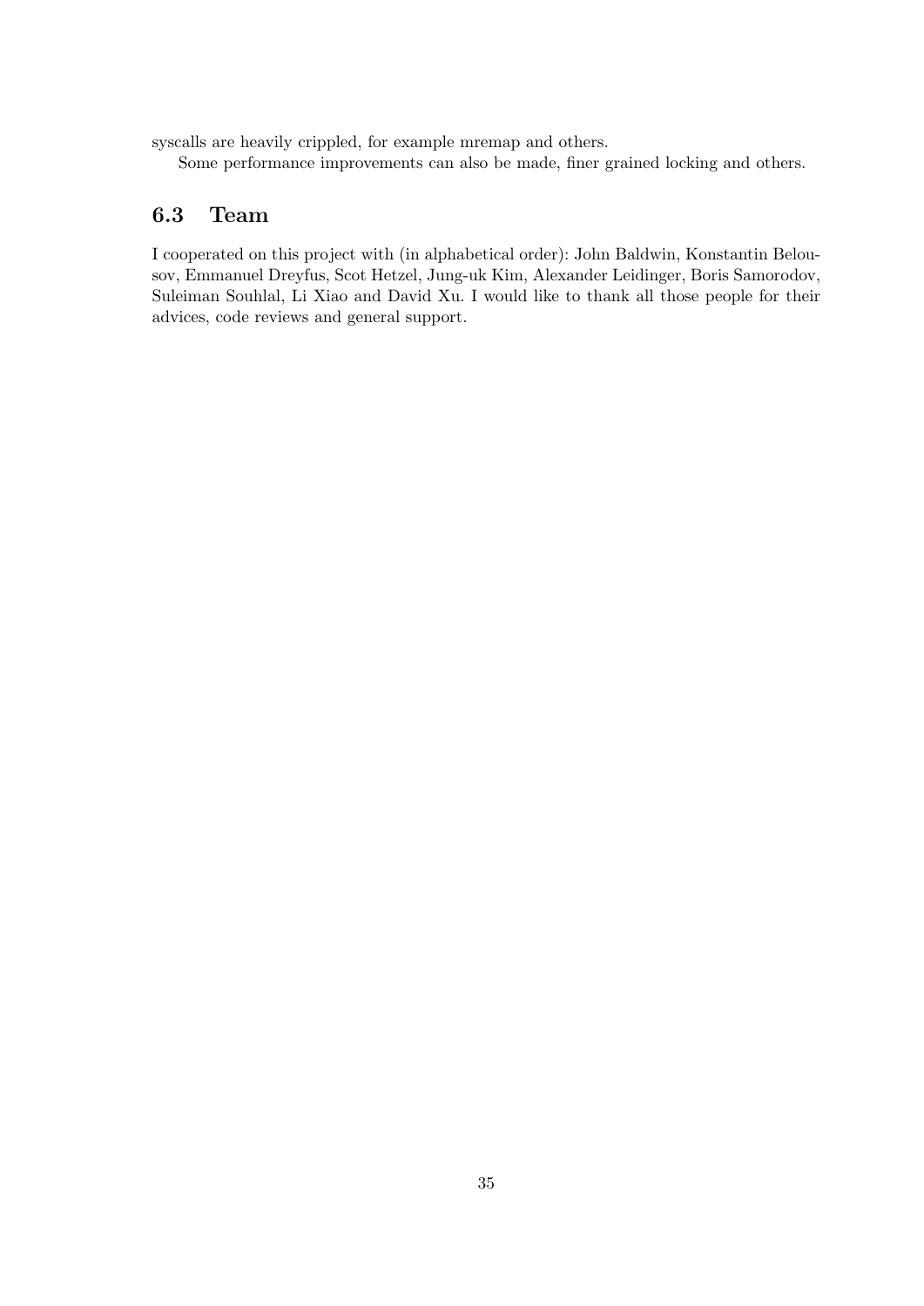syscalls are heavily crippled, for example mremap and others.

Some performance improvements can also be made, finer grained locking and others.

## 6.3 Team

I cooperated on this project with (in alphabetical order): John Baldwin, Konstantin Belousov, Emmanuel Dreyfus, Scot Hetzel, Jung-uk Kim, Alexander Leidinger, Boris Samorodov, Suleiman Souhlal, Li Xiao and David Xu. I would like to thank all those people for their advices, code reviews and general support.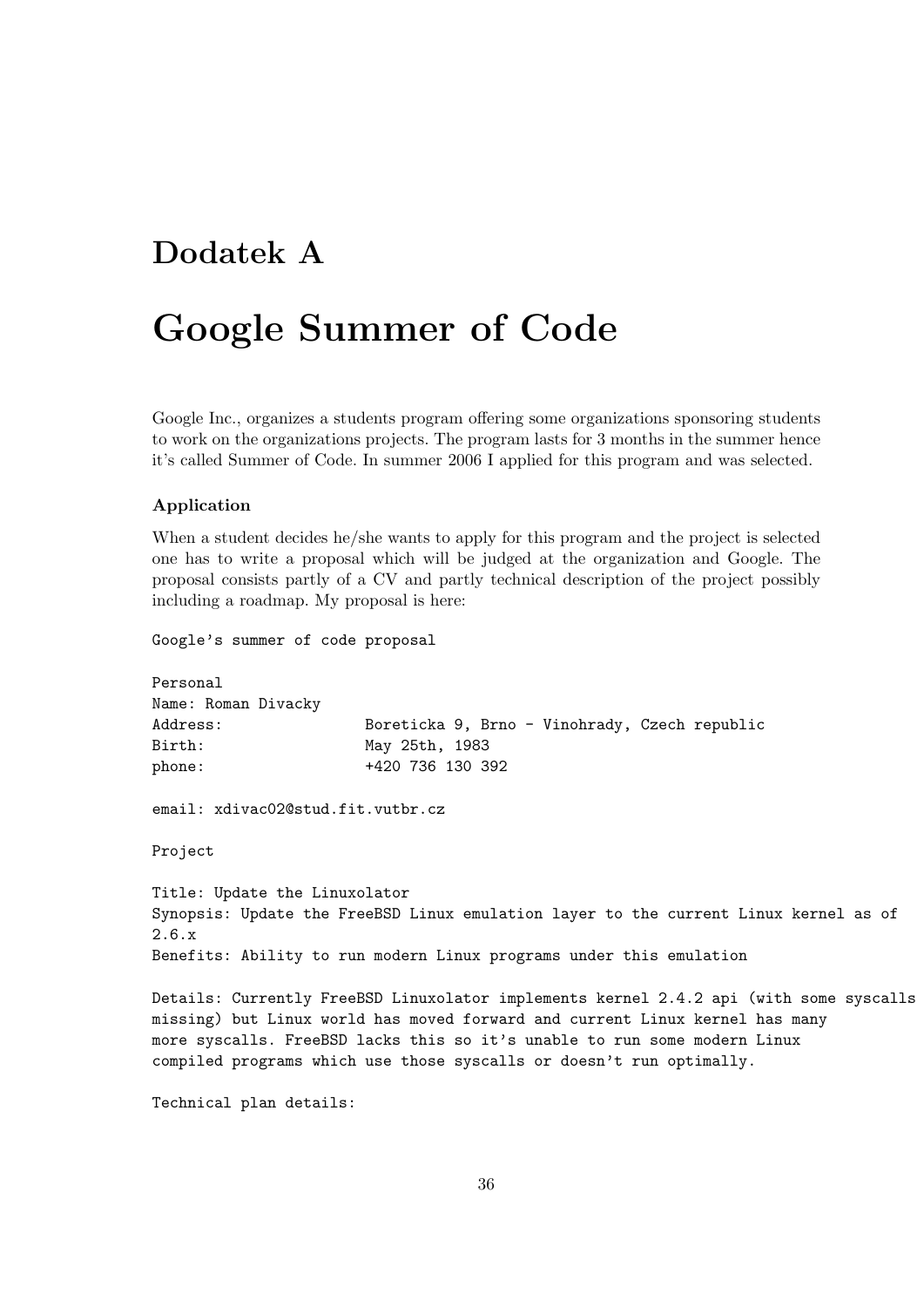# Dodatek A

# Google Summer of Code

Google Inc., organizes a students program offering some organizations sponsoring students to work on the organizations projects. The program lasts for 3 months in the summer hence it's called Summer of Code. In summer 2006 I applied for this program and was selected.

### Application

When a student decides he/she wants to apply for this program and the project is selected one has to write a proposal which will be judged at the organization and Google. The proposal consists partly of a CV and partly technical description of the project possibly including a roadmap. My proposal is here:

```
Google's summer of code proposal

Personal
Name: Roman Divacky
Address:               Boreticka 9, Brno - Vinohrady, Czech republic
Birth:                 May 25th, 1983
phone:                 +420 736 130 392

email: xdivac02@stud.fit.vutbr.cz

Project

Title: Update the Linuxolator
Synopsis: Update the FreeBSD Linux emulation layer to the current Linux kernel as of
2.6.x
Benefits: Ability to run modern Linux programs under this emulation

Details: Currently FreeBSD Linuxolator implements kernel 2.4.2 api (with some syscalls
missing) but Linux world has moved forward and current Linux kernel has many
more syscalls. FreeBSD lacks this so it's unable to run some modern Linux
compiled programs which use those syscalls or doesn't run optimally.

Technical plan details:
```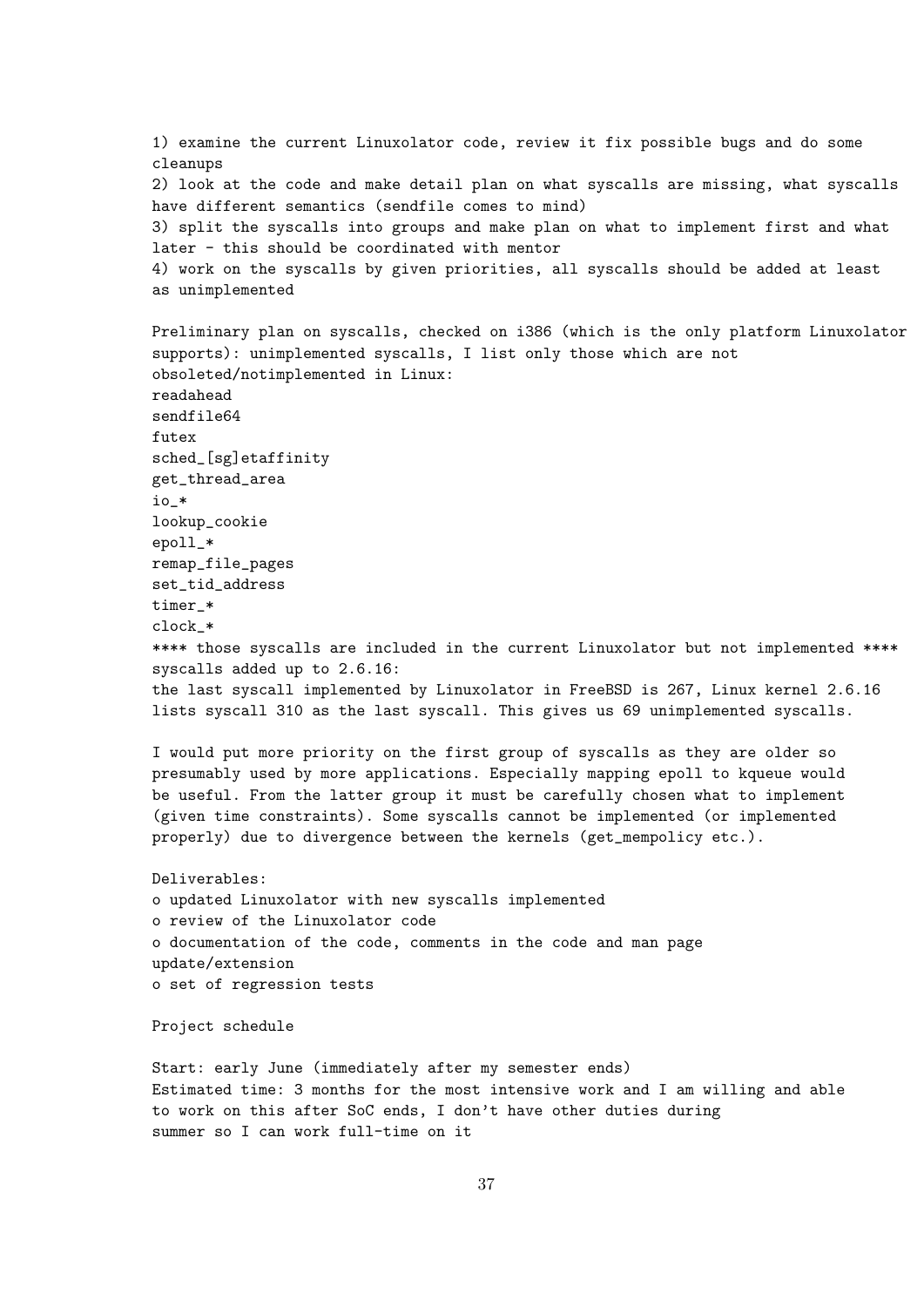1) examine the current Linuxolator code, review it fix possible bugs and do some cleanups
2) look at the code and make detail plan on what syscalls are missing, what syscalls have different semantics (sendfile comes to mind)
3) split the syscalls into groups and make plan on what to implement first and what later - this should be coordinated with mentor
4) work on the syscalls by given priorities, all syscalls should be added at least as unimplemented

Preliminary plan on syscalls, checked on i386 (which is the only platform Linuxolator supports): unimplemented syscalls, I list only those which are not obsoleted/notimplemented in Linux:

```
readahead
sendfile64
futex
sched_[sg]etaffinity
get_thread_area
io_*
lookup_cookie
epoll_*
remap_file_pages
set_tid_address
timer_*
clock_*
**** those syscalls are included in the current Linuxolator but not implemented ****
```

syscalls added up to 2.6.16:
the last syscall implemented by Linuxolator in FreeBSD is 267, Linux kernel 2.6.16 lists syscall 310 as the last syscall. This gives us 69 unimplemented syscalls.

I would put more priority on the first group of syscalls as they are older so presumably used by more applications. Especially mapping epoll to kqueue would be useful. From the latter group it must be carefully chosen what to implement (given time constraints). Some syscalls cannot be implemented (or implemented properly) due to divergence between the kernels (get_mempolicy etc.).

Deliverables:

- updated Linuxolator with new syscalls implemented
- review of the Linuxolator code
- documentation of the code, comments in the code and man page update/extension
- set of regression tests

Project schedule

Start: early June (immediately after my semester ends)
Estimated time: 3 months for the most intensive work and I am willing and able to work on this after SoC ends, I don't have other duties during summer so I can work full-time on it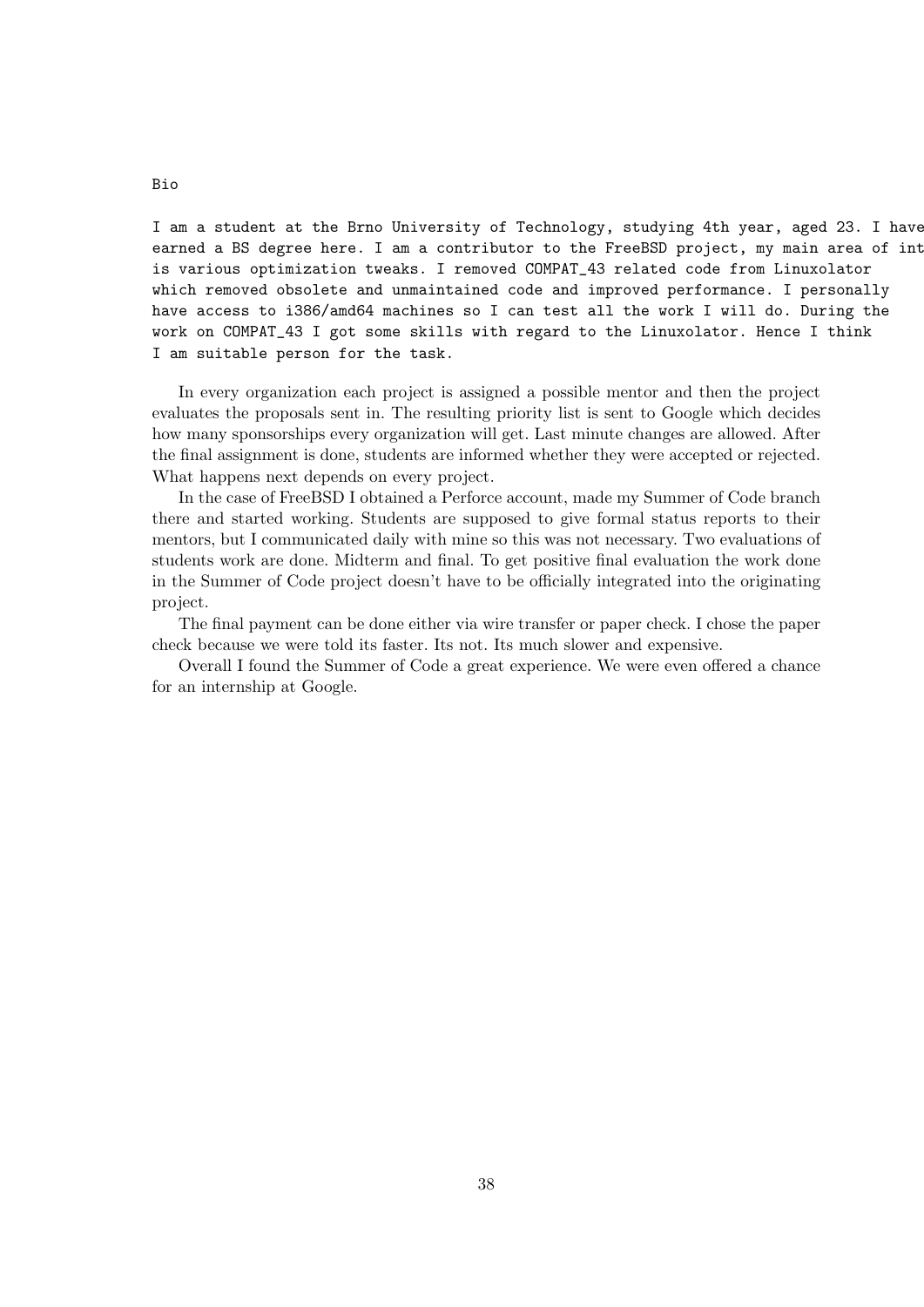```
Bio

I am a student at the Brno University of Technology, studying 4th year, aged 23. I have
earned a BS degree here. I am a contributor to the FreeBSD project, my main area of int
is various optimization tweaks. I removed COMPAT_43 related code from Linuxolator
which removed obsolete and unmaintained code and improved performance. I personally
have access to i386/amd64 machines so I can test all the work I will do. During the
work on COMPAT_43 I got some skills with regard to the Linuxolator. Hence I think
I am suitable person for the task.
```

In every organization each project is assigned a possible mentor and then the project evaluates the proposals sent in. The resulting priority list is sent to Google which decides how many sponsorships every organization will get. Last minute changes are allowed. After the final assignment is done, students are informed whether they were accepted or rejected. What happens next depends on every project.

In the case of FreeBSD I obtained a Perforce account, made my Summer of Code branch there and started working. Students are supposed to give formal status reports to their mentors, but I communicated daily with mine so this was not necessary. Two evaluations of students work are done. Midterm and final. To get positive final evaluation the work done in the Summer of Code project doesn't have to be officially integrated into the originating project.

The final payment can be done either via wire transfer or paper check. I chose the paper check because we were told its faster. Its not. Its much slower and expensive.

Overall I found the Summer of Code a great experience. We were even offered a chance for an internship at Google.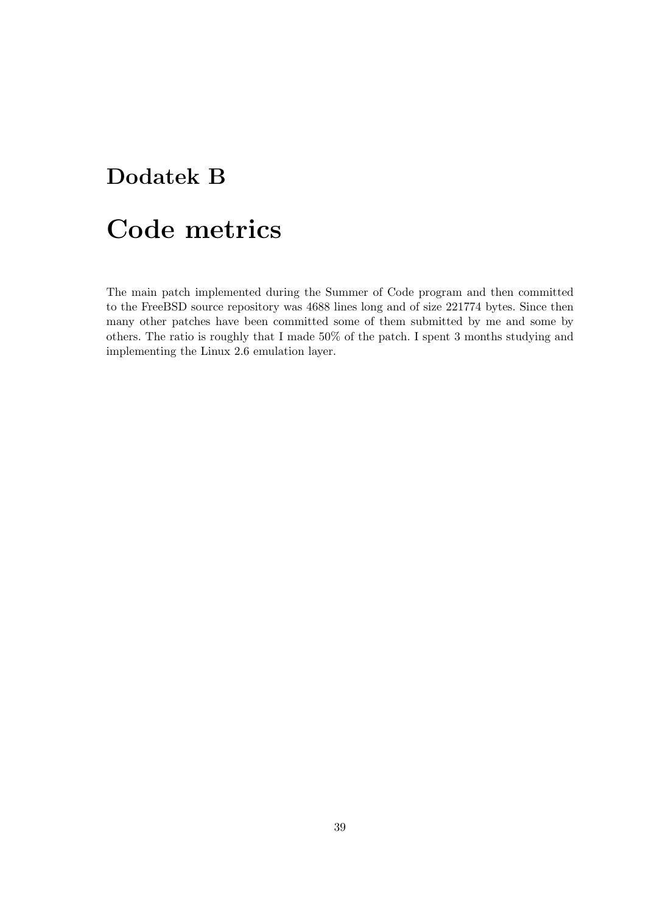# Dodatek B

# Code metrics

The main patch implemented during the Summer of Code program and then committed to the FreeBSD source repository was 4688 lines long and of size 221774 bytes. Since then many other patches have been committed some of them submitted by me and some by others. The ratio is roughly that I made 50% of the patch. I spent 3 months studying and implementing the Linux 2.6 emulation layer.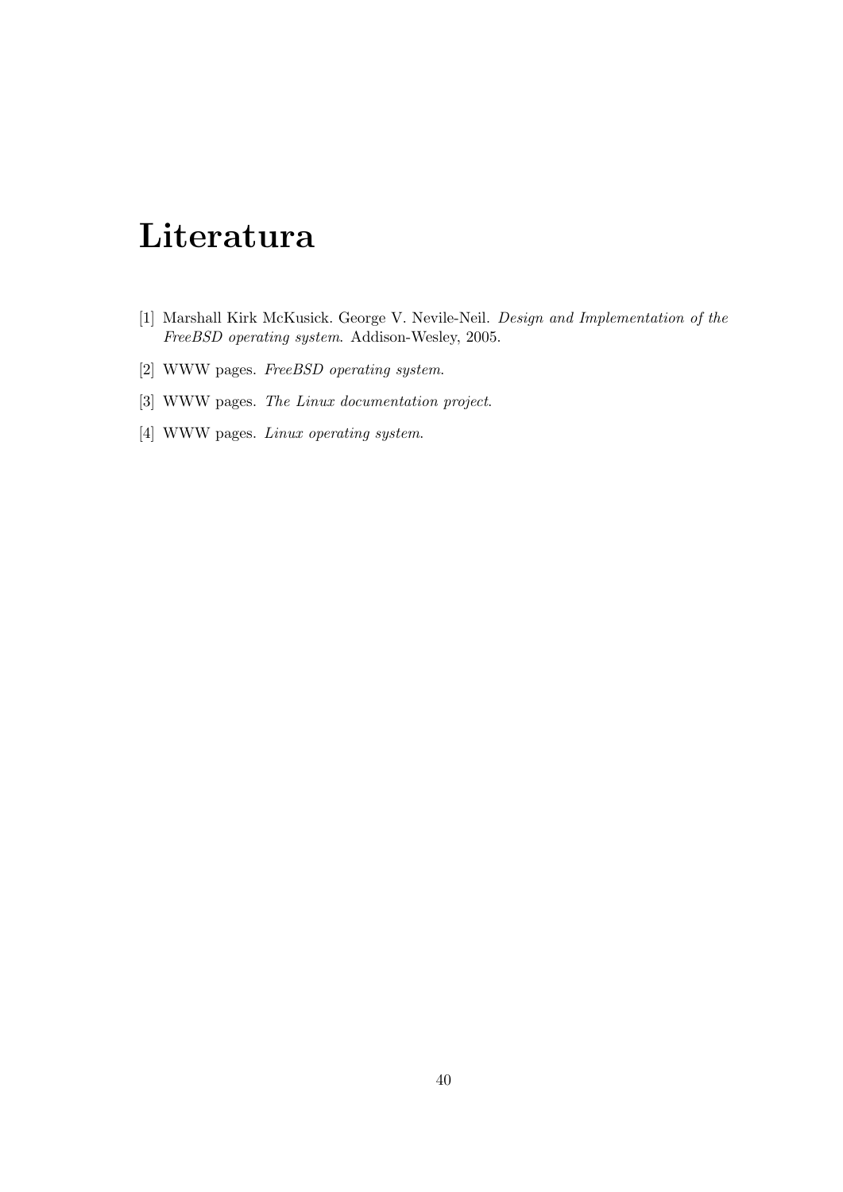# Literatura

[1] Marshall Kirk McKusick. George V. Nevile-Neil. *Design and Implementation of the FreeBSD operating system*. Addison-Wesley, 2005.

[2] WWW pages. *FreeBSD operating system.*

[3] WWW pages. *The Linux documentation project.*

[4] WWW pages. *Linux operating system.*